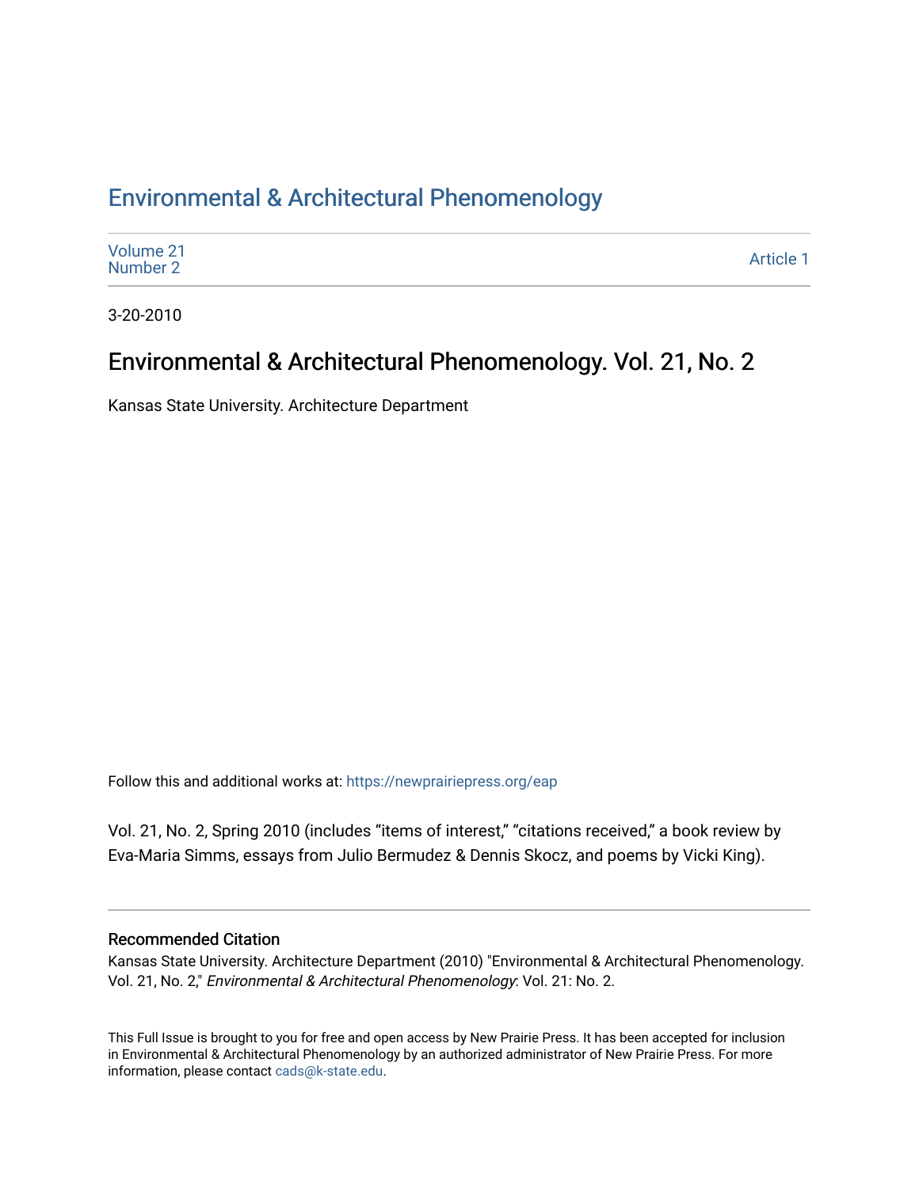# Environmental & Architectural Phenomenology

Volume 21
Number 2

Article 1

3-20-2010

## Environmental & Architectural Phenomenology. Vol. 21, No. 2

Kansas State University. Architecture Department

Follow this and additional works at: https://newprairiepress.org/eap

Vol. 21, No. 2, Spring 2010 (includes "items of interest," "citations received," a book review by Eva-Maria Simms, essays from Julio Bermudez & Dennis Skocz, and poems by Vicki King).

### Recommended Citation

Kansas State University. Architecture Department (2010) "Environmental & Architectural Phenomenology. Vol. 21, No. 2," *Environmental & Architectural Phenomenology*: Vol. 21: No. 2.

This Full Issue is brought to you for free and open access by New Prairie Press. It has been accepted for inclusion in Environmental & Architectural Phenomenology by an authorized administrator of New Prairie Press. For more information, please contact cads@k-state.edu.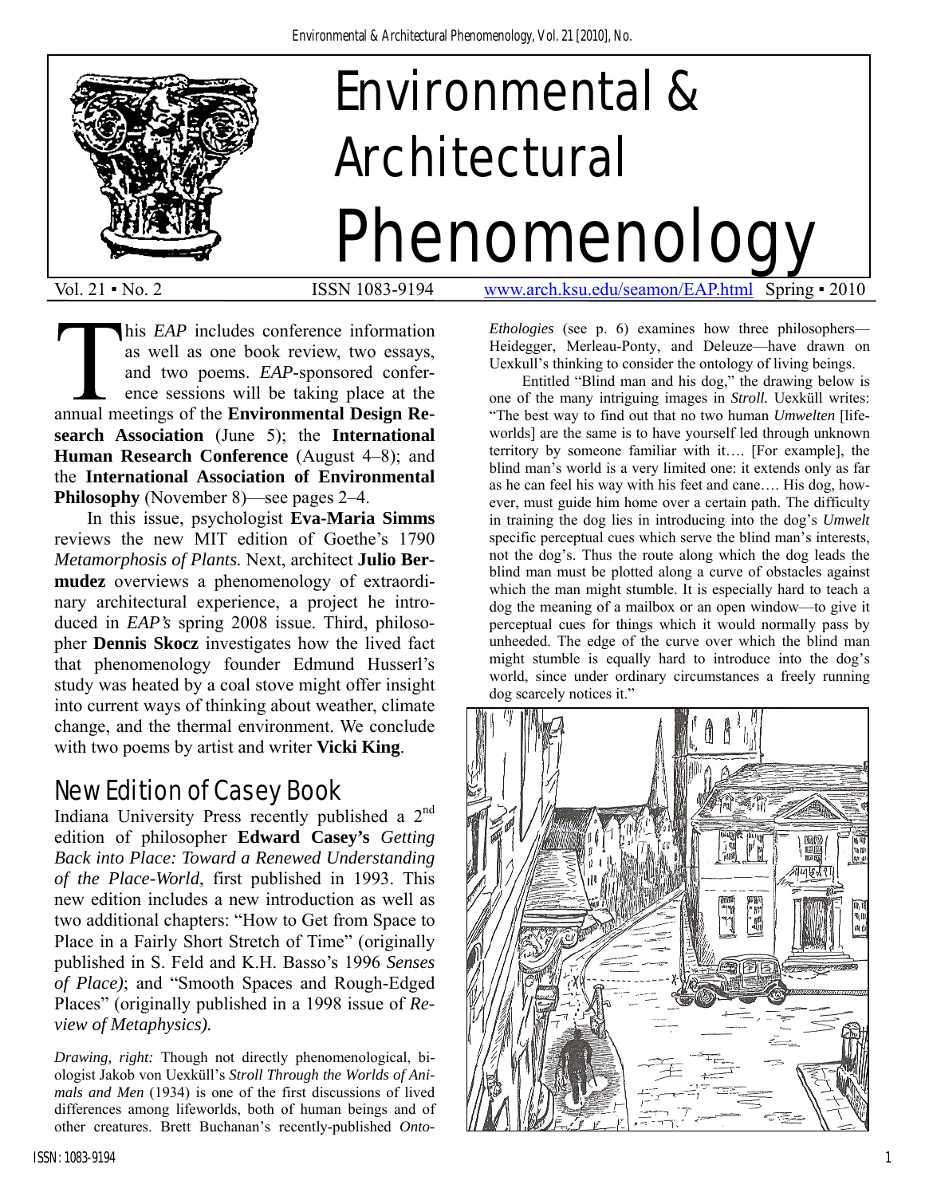# Environmental & Architectural Phenomenology

Vol. 21 ▪ No. 2 ISSN 1083-9194 www.arch.ksu.edu/seamon/EAP.html Spring ▪ 2010

This *EAP* includes conference information as well as one book review, two essays, and two poems. *EAP*-sponsored conference sessions will be taking place at the annual meetings of the **Environmental Design Research Association** (June 5); the **International Human Research Conference** (August 4–8); and the **International Association of Environmental Philosophy** (November 8)—see pages 2–4.

In this issue, psychologist **Eva-Maria Simms** reviews the new MIT edition of Goethe's 1790 *Metamorphosis of Plants.* Next, architect **Julio Bermudez** overviews a phenomenology of extraordinary architectural experience, a project he introduced in *EAP's* spring 2008 issue. Third, philosopher **Dennis Skocz** investigates how the lived fact that phenomenology founder Edmund Husserl's study was heated by a coal stove might offer insight into current ways of thinking about weather, climate change, and the thermal environment. We conclude with two poems by artist and writer **Vicki King**.

## New Edition of Casey Book

Indiana University Press recently published a 2nd edition of philosopher **Edward Casey's** *Getting Back into Place: Toward a Renewed Understanding of the Place-World*, first published in 1993. This new edition includes a new introduction as well as two additional chapters: "How to Get from Space to Place in a Fairly Short Stretch of Time" (originally published in S. Feld and K.H. Basso's 1996 *Senses of Place)*; and "Smooth Spaces and Rough-Edged Places" (originally published in a 1998 issue of *Review of Metaphysics).*

*Drawing, right:* Though not directly phenomenological, biologist Jakob von Uexküll's *Stroll Through the Worlds of Animals and Men* (1934) is one of the first discussions of lived differences among lifeworlds, both of human beings and of other creatures. Brett Buchanan's recently-published *Onto-Ethologies* (see p. 6) examines how three philosophers—Heidegger, Merleau-Ponty, and Deleuze—have drawn on Uexkull's thinking to consider the ontology of living beings.

Entitled "Blind man and his dog," the drawing below is one of the many intriguing images in *Stroll.* Uexküll writes: "The best way to find out that no two human *Umwelten* [life-worlds] are the same is to have yourself led through unknown territory by someone familiar with it…. [For example], the blind man's world is a very limited one: it extends only as far as he can feel his way with his feet and cane…. His dog, however, must guide him home over a certain path. The difficulty in training the dog lies in introducing into the dog's *Umwelt* specific perceptual cues which serve the blind man's interests, not the dog's. Thus the route along which the dog leads the blind man must be plotted along a curve of obstacles against which the man might stumble. It is especially hard to teach a dog the meaning of a mailbox or an open window—to give it perceptual cues for things which it would normally pass by unheeded. The edge of the curve over which the blind man might stumble is equally hard to introduce into the dog's world, since under ordinary circumstances a freely running dog scarcely notices it."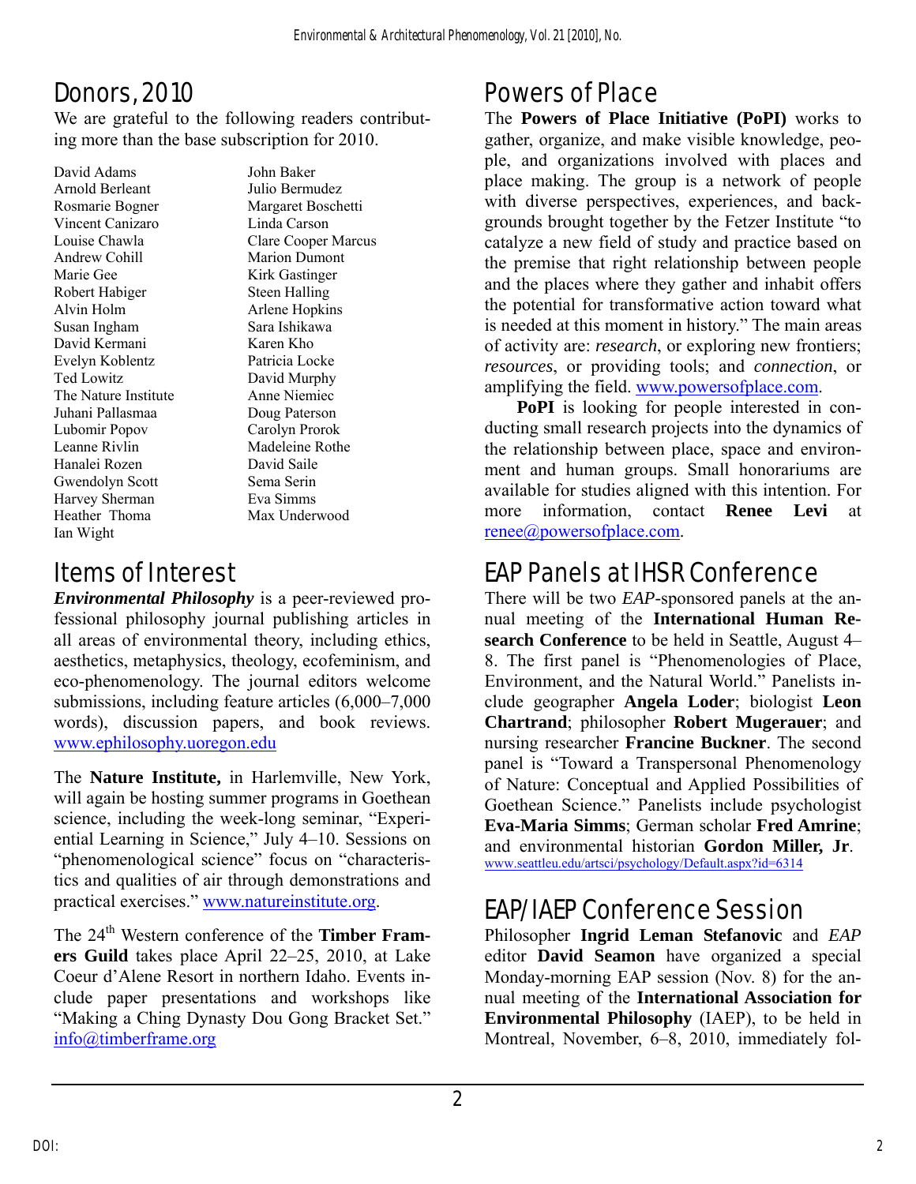## Donors, 2010

We are grateful to the following readers contributing more than the base subscription for 2010.

David Adams
Arnold Berleant
Rosmarie Bogner
Vincent Canizaro
Louise Chawla
Andrew Cohill
Marie Gee
Robert Habiger
Alvin Holm
Susan Ingham
David Kermani
Evelyn Koblentz
Ted Lowitz
The Nature Institute
Juhani Pallasmaa
Lubomir Popov
Leanne Rivlin
Hanalei Rozen
Gwendolyn Scott
Harvey Sherman
Heather Thoma
Ian Wight
John Baker
Julio Bermudez
Margaret Boschetti
Linda Carson
Clare Cooper Marcus
Marion Dumont
Kirk Gastinger
Steen Halling
Arlene Hopkins
Sara Ishikawa
Karen Kho
Patricia Locke
David Murphy
Anne Niemiec
Doug Paterson
Carolyn Prorok
Madeleine Rothe
David Saile
Sema Serin
Eva Simms
Max Underwood

## Items of Interest

***Environmental Philosophy*** is a peer-reviewed professional philosophy journal publishing articles in all areas of environmental theory, including ethics, aesthetics, metaphysics, theology, ecofeminism, and eco-phenomenology. The journal editors welcome submissions, including feature articles (6,000–7,000 words), discussion papers, and book reviews. www.ephilosophy.uoregon.edu

The **Nature Institute,** in Harlemville, New York, will again be hosting summer programs in Goethean science, including the week-long seminar, "Experiential Learning in Science," July 4–10. Sessions on "phenomenological science" focus on "characteristics and qualities of air through demonstrations and practical exercises." www.natureinstitute.org.

The 24th Western conference of the **Timber Framers Guild** takes place April 22–25, 2010, at Lake Coeur d'Alene Resort in northern Idaho. Events include paper presentations and workshops like "Making a Ching Dynasty Dou Gong Bracket Set." info@timberframe.org

## Powers of Place

The **Powers of Place Initiative (PoPI)** works to gather, organize, and make visible knowledge, people, and organizations involved with places and place making. The group is a network of people with diverse perspectives, experiences, and backgrounds brought together by the Fetzer Institute "to catalyze a new field of study and practice based on the premise that right relationship between people and the places where they gather and inhabit offers the potential for transformative action toward what is needed at this moment in history." The main areas of activity are: *research*, or exploring new frontiers; *resources*, or providing tools; and *connection*, or amplifying the field. www.powersofplace.com.

**PoPI** is looking for people interested in conducting small research projects into the dynamics of the relationship between place, space and environment and human groups. Small honorariums are available for studies aligned with this intention. For more information, contact **Renee Levi** at renee@powersofplace.com.

## EAP Panels at IHSR Conference

There will be two *EAP*-sponsored panels at the annual meeting of the **International Human Research Conference** to be held in Seattle, August 4–8. The first panel is "Phenomenologies of Place, Environment, and the Natural World." Panelists include geographer **Angela Loder**; biologist **Leon Chartrand**; philosopher **Robert Mugerauer**; and nursing researcher **Francine Buckner**. The second panel is "Toward a Transpersonal Phenomenology of Nature: Conceptual and Applied Possibilities of Goethean Science." Panelists include psychologist **Eva-Maria Simms**; German scholar **Fred Amrine**; and environmental historian **Gordon Miller, Jr**. www.seattleu.edu/artsci/psychology/Default.aspx?id=6314

## EAP/IAEP Conference Session

Philosopher **Ingrid Leman Stefanovic** and *EAP* editor **David Seamon** have organized a special Monday-morning EAP session (Nov. 8) for the annual meeting of the **International Association for Environmental Philosophy** (IAEP), to be held in Montreal, November, 6–8, 2010, immediately fol-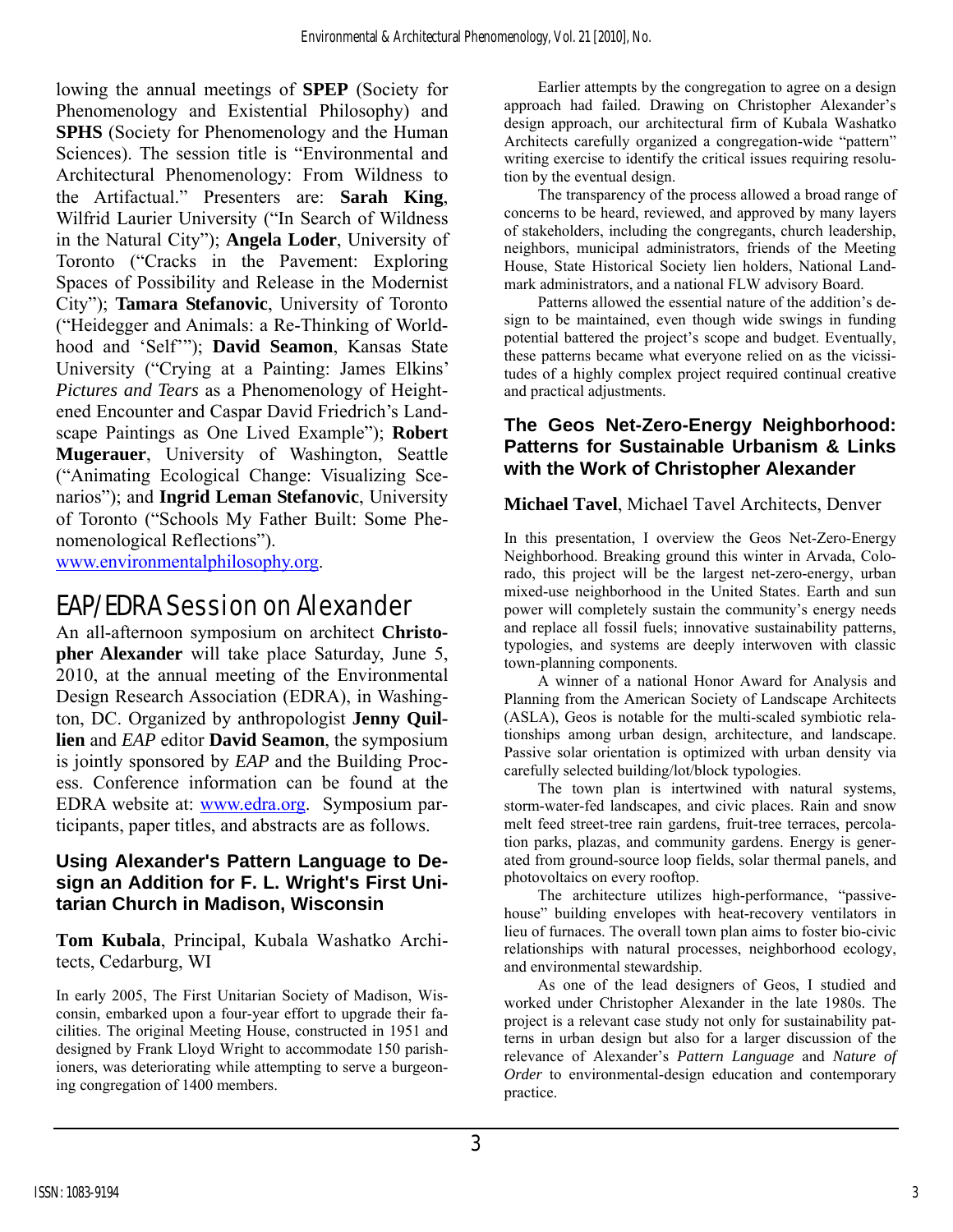lowing the annual meetings of **SPEP** (Society for Phenomenology and Existential Philosophy) and **SPHS** (Society for Phenomenology and the Human Sciences). The session title is "Environmental and Architectural Phenomenology: From Wildness to the Artifactual." Presenters are: **Sarah King**, Wilfrid Laurier University ("In Search of Wildness in the Natural City"); **Angela Loder**, University of Toronto ("Cracks in the Pavement: Exploring Spaces of Possibility and Release in the Modernist City"); **Tamara Stefanovic**, University of Toronto ("Heidegger and Animals: a Re-Thinking of World-hood and 'Self'"); **David Seamon**, Kansas State University ("Crying at a Painting: James Elkins' *Pictures and Tears* as a Phenomenology of Heightened Encounter and Caspar David Friedrich's Landscape Paintings as One Lived Example"); **Robert Mugerauer**, University of Washington, Seattle ("Animating Ecological Change: Visualizing Scenarios"); and **Ingrid Leman Stefanovic**, University of Toronto ("Schools My Father Built: Some Phenomenological Reflections"). www.environmentalphilosophy.org.

# EAP/EDRA Session on Alexander

An all-afternoon symposium on architect **Christopher Alexander** will take place Saturday, June 5, 2010, at the annual meeting of the Environmental Design Research Association (EDRA), in Washington, DC. Organized by anthropologist **Jenny Quillien** and *EAP* editor **David Seamon**, the symposium is jointly sponsored by *EAP* and the Building Process. Conference information can be found at the EDRA website at: www.edra.org. Symposium participants, paper titles, and abstracts are as follows.

### Using Alexander's Pattern Language to Design an Addition for F. L. Wright's First Unitarian Church in Madison, Wisconsin

**Tom Kubala**, Principal, Kubala Washatko Architects, Cedarburg, WI

In early 2005, The First Unitarian Society of Madison, Wisconsin, embarked upon a four-year effort to upgrade their facilities. The original Meeting House, constructed in 1951 and designed by Frank Lloyd Wright to accommodate 150 parishioners, was deteriorating while attempting to serve a burgeoning congregation of 1400 members.

Earlier attempts by the congregation to agree on a design approach had failed. Drawing on Christopher Alexander's design approach, our architectural firm of Kubala Washatko Architects carefully organized a congregation-wide "pattern" writing exercise to identify the critical issues requiring resolution by the eventual design.

The transparency of the process allowed a broad range of concerns to be heard, reviewed, and approved by many layers of stakeholders, including the congregants, church leadership, neighbors, municipal administrators, friends of the Meeting House, State Historical Society lien holders, National Landmark administrators, and a national FLW advisory Board.

Patterns allowed the essential nature of the addition's design to be maintained, even though wide swings in funding potential battered the project's scope and budget. Eventually, these patterns became what everyone relied on as the vicissitudes of a highly complex project required continual creative and practical adjustments.

### The Geos Net-Zero-Energy Neighborhood: Patterns for Sustainable Urbanism & Links with the Work of Christopher Alexander

**Michael Tavel**, Michael Tavel Architects, Denver

In this presentation, I overview the Geos Net-Zero-Energy Neighborhood. Breaking ground this winter in Arvada, Colorado, this project will be the largest net-zero-energy, urban mixed-use neighborhood in the United States. Earth and sun power will completely sustain the community's energy needs and replace all fossil fuels; innovative sustainability patterns, typologies, and systems are deeply interwoven with classic town-planning components.

A winner of a national Honor Award for Analysis and Planning from the American Society of Landscape Architects (ASLA), Geos is notable for the multi-scaled symbiotic relationships among urban design, architecture, and landscape. Passive solar orientation is optimized with urban density via carefully selected building/lot/block typologies.

The town plan is intertwined with natural systems, storm-water-fed landscapes, and civic places. Rain and snow melt feed street-tree rain gardens, fruit-tree terraces, percolation parks, plazas, and community gardens. Energy is generated from ground-source loop fields, solar thermal panels, and photovoltaics on every rooftop.

The architecture utilizes high-performance, "passive-house" building envelopes with heat-recovery ventilators in lieu of furnaces. The overall town plan aims to foster bio-civic relationships with natural processes, neighborhood ecology, and environmental stewardship.

As one of the lead designers of Geos, I studied and worked under Christopher Alexander in the late 1980s. The project is a relevant case study not only for sustainability patterns in urban design but also for a larger discussion of the relevance of Alexander's *Pattern Language* and *Nature of Order* to environmental-design education and contemporary practice.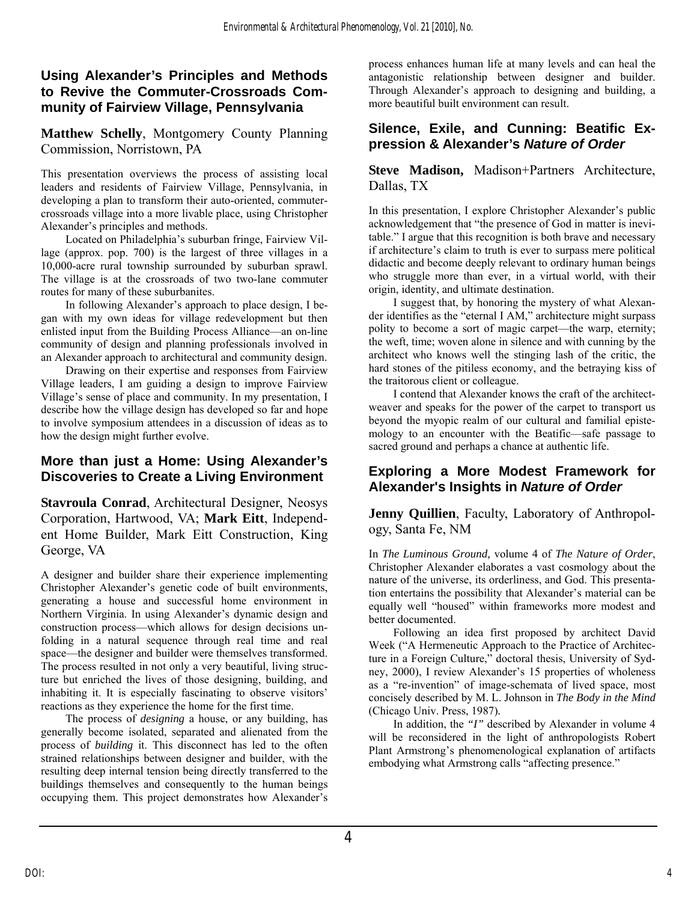## Using Alexander's Principles and Methods to Revive the Commuter-Crossroads Community of Fairview Village, Pennsylvania

**Matthew Schelly**, Montgomery County Planning Commission, Norristown, PA

This presentation overviews the process of assisting local leaders and residents of Fairview Village, Pennsylvania, in developing a plan to transform their auto-oriented, commuter-crossroads village into a more livable place, using Christopher Alexander's principles and methods.

Located on Philadelphia's suburban fringe, Fairview Village (approx. pop. 700) is the largest of three villages in a 10,000-acre rural township surrounded by suburban sprawl. The village is at the crossroads of two two-lane commuter routes for many of these suburbanites.

In following Alexander's approach to place design, I began with my own ideas for village redevelopment but then enlisted input from the Building Process Alliance—an on-line community of design and planning professionals involved in an Alexander approach to architectural and community design.

Drawing on their expertise and responses from Fairview Village leaders, I am guiding a design to improve Fairview Village's sense of place and community. In my presentation, I describe how the village design has developed so far and hope to involve symposium attendees in a discussion of ideas as to how the design might further evolve.

## More than just a Home: Using Alexander's Discoveries to Create a Living Environment

**Stavroula Conrad**, Architectural Designer, Neosys Corporation, Hartwood, VA; **Mark Eitt**, Independent Home Builder, Mark Eitt Construction, King George, VA

A designer and builder share their experience implementing Christopher Alexander's genetic code of built environments, generating a house and successful home environment in Northern Virginia. In using Alexander's dynamic design and construction process—which allows for design decisions unfolding in a natural sequence through real time and real space—the designer and builder were themselves transformed. The process resulted in not only a very beautiful, living structure but enriched the lives of those designing, building, and inhabiting it. It is especially fascinating to observe visitors' reactions as they experience the home for the first time.

The process of *designing* a house, or any building, has generally become isolated, separated and alienated from the process of *building* it. This disconnect has led to the often strained relationships between designer and builder, with the resulting deep internal tension being directly transferred to the buildings themselves and consequently to the human beings occupying them. This project demonstrates how Alexander's process enhances human life at many levels and can heal the antagonistic relationship between designer and builder. Through Alexander's approach to designing and building, a more beautiful built environment can result.

## Silence, Exile, and Cunning: Beatific Expression & Alexander's *Nature of Order*

**Steve Madison,** Madison+Partners Architecture, Dallas, TX

In this presentation, I explore Christopher Alexander's public acknowledgement that "the presence of God in matter is inevitable." I argue that this recognition is both brave and necessary if architecture's claim to truth is ever to surpass mere political didactic and become deeply relevant to ordinary human beings who struggle more than ever, in a virtual world, with their origin, identity, and ultimate destination.

I suggest that, by honoring the mystery of what Alexander identifies as the "eternal I AM," architecture might surpass polity to become a sort of magic carpet—the warp, eternity; the weft, time; woven alone in silence and with cunning by the architect who knows well the stinging lash of the critic, the hard stones of the pitiless economy, and the betraying kiss of the traitorous client or colleague.

I contend that Alexander knows the craft of the architect-weaver and speaks for the power of the carpet to transport us beyond the myopic realm of our cultural and familial epistemology to an encounter with the Beatific—safe passage to sacred ground and perhaps a chance at authentic life.

## Exploring a More Modest Framework for Alexander's Insights in *Nature of Order*

**Jenny Quillien**, Faculty, Laboratory of Anthropology, Santa Fe, NM

In *The Luminous Ground,* volume 4 of *The Nature of Order*, Christopher Alexander elaborates a vast cosmology about the nature of the universe, its orderliness, and God. This presentation entertains the possibility that Alexander's material can be equally well "housed" within frameworks more modest and better documented.

Following an idea first proposed by architect David Week ("A Hermeneutic Approach to the Practice of Architecture in a Foreign Culture," doctoral thesis, University of Sydney, 2000), I review Alexander's 15 properties of wholeness as a "re-invention" of image-schemata of lived space, most concisely described by M. L. Johnson in *The Body in the Mind* (Chicago Univ. Press, 1987).

In addition, the *"I"* described by Alexander in volume 4 will be reconsidered in the light of anthropologists Robert Plant Armstrong's phenomenological explanation of artifacts embodying what Armstrong calls "affecting presence."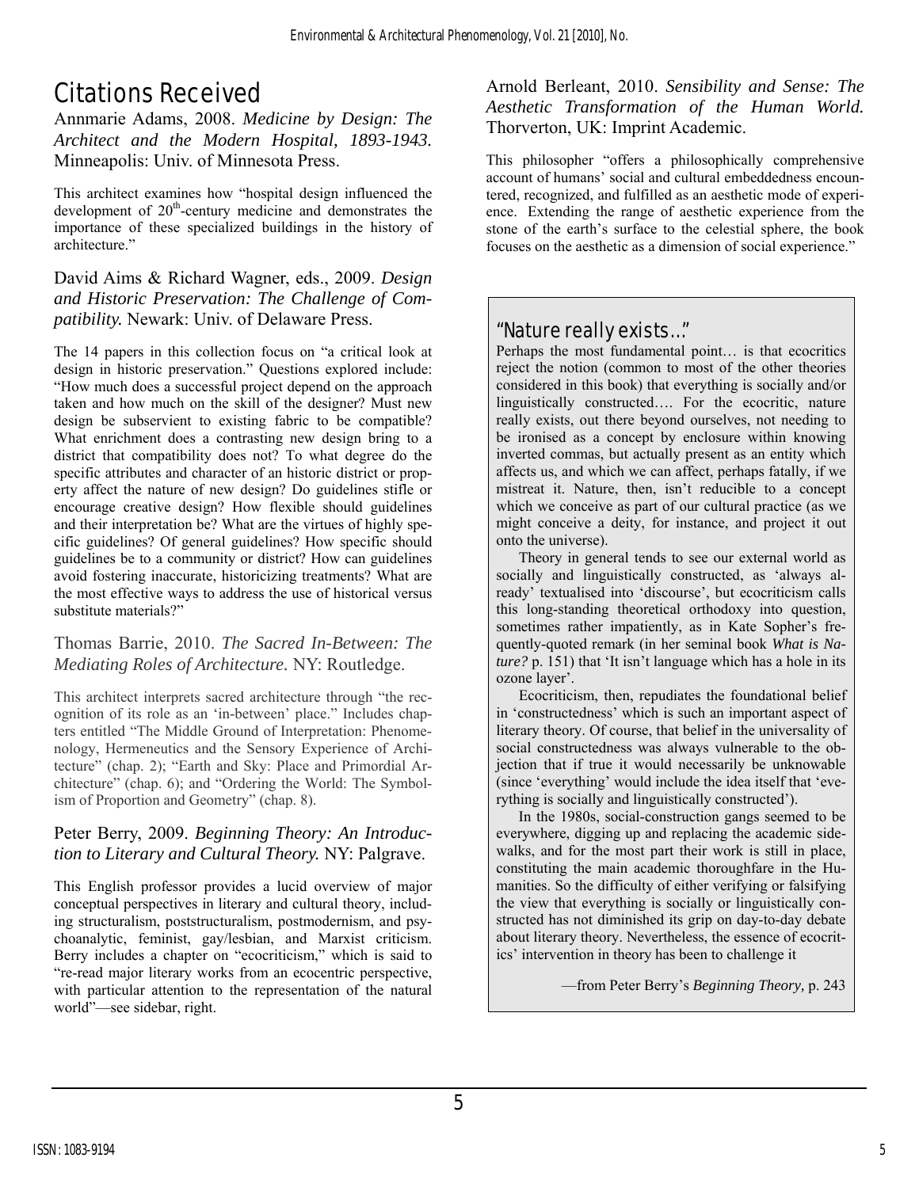# Citations Received

Annmarie Adams, 2008. *Medicine by Design: The Architect and the Modern Hospital, 1893-1943.* Minneapolis: Univ. of Minnesota Press.

This architect examines how "hospital design influenced the development of 20th-century medicine and demonstrates the importance of these specialized buildings in the history of architecture."

David Aims & Richard Wagner, eds., 2009. *Design and Historic Preservation: The Challenge of Compatibility.* Newark: Univ. of Delaware Press.

The 14 papers in this collection focus on "a critical look at design in historic preservation." Questions explored include: "How much does a successful project depend on the approach taken and how much on the skill of the designer? Must new design be subservient to existing fabric to be compatible? What enrichment does a contrasting new design bring to a district that compatibility does not? To what degree do the specific attributes and character of an historic district or property affect the nature of new design? Do guidelines stifle or encourage creative design? How flexible should guidelines and their interpretation be? What are the virtues of highly specific guidelines? Of general guidelines? How specific should guidelines be to a community or district? How can guidelines avoid fostering inaccurate, historicizing treatments? What are the most effective ways to address the use of historical versus substitute materials?"

Thomas Barrie, 2010. *The Sacred In-Between: The Mediating Roles of Architecture.* NY: Routledge.

This architect interprets sacred architecture through "the recognition of its role as an 'in-between' place." Includes chapters entitled "The Middle Ground of Interpretation: Phenomenology, Hermeneutics and the Sensory Experience of Architecture" (chap. 2); "Earth and Sky: Place and Primordial Architecture" (chap. 6); and "Ordering the World: The Symbolism of Proportion and Geometry" (chap. 8).

Peter Berry, 2009. *Beginning Theory: An Introduction to Literary and Cultural Theory.* NY: Palgrave.

This English professor provides a lucid overview of major conceptual perspectives in literary and cultural theory, including structuralism, poststructuralism, postmodernism, and psychoanalytic, feminist, gay/lesbian, and Marxist criticism. Berry includes a chapter on "ecocriticism," which is said to "re-read major literary works from an ecocentric perspective, with particular attention to the representation of the natural world"—see sidebar, right.

Arnold Berleant, 2010. *Sensibility and Sense: The Aesthetic Transformation of the Human World.* Thorverton, UK: Imprint Academic.

This philosopher "offers a philosophically comprehensive account of humans' social and cultural embeddedness encountered, recognized, and fulfilled as an aesthetic mode of experience. Extending the range of aesthetic experience from the stone of the earth's surface to the celestial sphere, the book focuses on the aesthetic as a dimension of social experience."

## "Nature really exists…"

Perhaps the most fundamental point… is that ecocritics reject the notion (common to most of the other theories considered in this book) that everything is socially and/or linguistically constructed…. For the ecocritic, nature really exists, out there beyond ourselves, not needing to be ironised as a concept by enclosure within knowing inverted commas, but actually present as an entity which affects us, and which we can affect, perhaps fatally, if we mistreat it. Nature, then, isn't reducible to a concept which we conceive as part of our cultural practice (as we might conceive a deity, for instance, and project it out onto the universe).

Theory in general tends to see our external world as socially and linguistically constructed, as 'always already' textualised into 'discourse', but ecocriticism calls this long-standing theoretical orthodoxy into question, sometimes rather impatiently, as in Kate Sopher's frequently-quoted remark (in her seminal book *What is Nature?* p. 151) that 'It isn't language which has a hole in its ozone layer'.

Ecocriticism, then, repudiates the foundational belief in 'constructedness' which is such an important aspect of literary theory. Of course, that belief in the universality of social constructedness was always vulnerable to the objection that if true it would necessarily be unknowable (since 'everything' would include the idea itself that 'everything is socially and linguistically constructed').

In the 1980s, social-construction gangs seemed to be everywhere, digging up and replacing the academic sidewalks, and for the most part their work is still in place, constituting the main academic thoroughfare in the Humanities. So the difficulty of either verifying or falsifying the view that everything is socially or linguistically constructed has not diminished its grip on day-to-day debate about literary theory. Nevertheless, the essence of ecocritics' intervention in theory has been to challenge it

—from Peter Berry's *Beginning Theory,* p. 243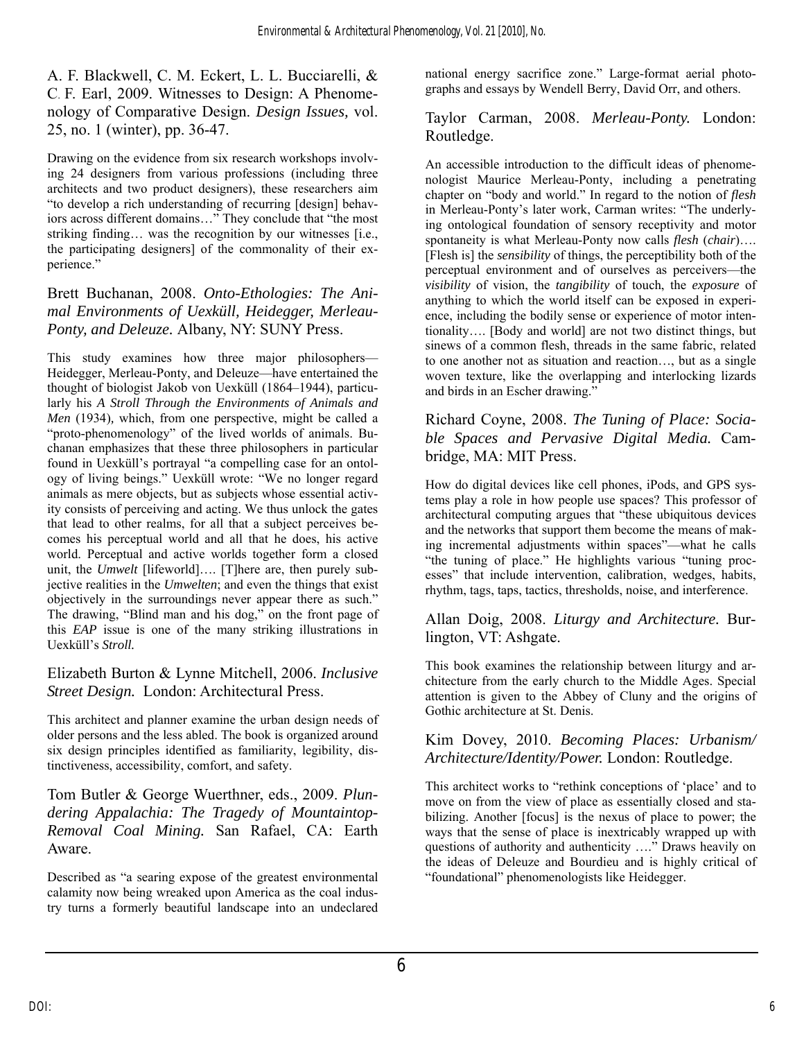A. F. Blackwell, C. M. Eckert, L. L. Bucciarelli, & C. F. Earl, 2009. Witnesses to Design: A Phenomenology of Comparative Design. *Design Issues,* vol. 25, no. 1 (winter), pp. 36-47.

Drawing on the evidence from six research workshops involving 24 designers from various professions (including three architects and two product designers), these researchers aim "to develop a rich understanding of recurring [design] behaviors across different domains…" They conclude that "the most striking finding… was the recognition by our witnesses [i.e., the participating designers] of the commonality of their experience."

Brett Buchanan, 2008. *Onto-Ethologies: The Animal Environments of Uexküll, Heidegger, Merleau-Ponty, and Deleuze.* Albany, NY: SUNY Press.

This study examines how three major philosophers—Heidegger, Merleau-Ponty, and Deleuze—have entertained the thought of biologist Jakob von Uexküll (1864–1944), particularly his *A Stroll Through the Environments of Animals and Men* (1934), which, from one perspective, might be called a "proto-phenomenology" of the lived worlds of animals. Buchanan emphasizes that these three philosophers in particular found in Uexküll's portrayal "a compelling case for an ontology of living beings." Uexküll wrote: "We no longer regard animals as mere objects, but as subjects whose essential activity consists of perceiving and acting. We thus unlock the gates that lead to other realms, for all that a subject perceives becomes his perceptual world and all that he does, his active world. Perceptual and active worlds together form a closed unit, the *Umwelt* [lifeworld]…. [T]here are, then purely subjective realities in the *Umwelten*; and even the things that exist objectively in the surroundings never appear there as such." The drawing, "Blind man and his dog," on the front page of this *EAP* issue is one of the many striking illustrations in Uexküll's *Stroll.*

Elizabeth Burton & Lynne Mitchell, 2006. *Inclusive Street Design.* London: Architectural Press.

This architect and planner examine the urban design needs of older persons and the less abled. The book is organized around six design principles identified as familiarity, legibility, distinctiveness, accessibility, comfort, and safety.

Tom Butler & George Wuerthner, eds., 2009. *Plundering Appalachia: The Tragedy of Mountaintop-Removal Coal Mining.* San Rafael, CA: Earth Aware.

Described as "a searing expose of the greatest environmental calamity now being wreaked upon America as the coal industry turns a formerly beautiful landscape into an undeclared national energy sacrifice zone." Large-format aerial photographs and essays by Wendell Berry, David Orr, and others.

Taylor Carman, 2008. *Merleau-Ponty.* London: Routledge.

An accessible introduction to the difficult ideas of phenomenologist Maurice Merleau-Ponty, including a penetrating chapter on "body and world." In regard to the notion of *flesh* in Merleau-Ponty's later work, Carman writes: "The underlying ontological foundation of sensory receptivity and motor spontaneity is what Merleau-Ponty now calls *flesh* (*chair*)…. [Flesh is] the *sensibility* of things, the perceptibility both of the perceptual environment and of ourselves as perceivers—the *visibility* of vision, the *tangibility* of touch, the *exposure* of anything to which the world itself can be exposed in experience, including the bodily sense or experience of motor intentionality…. [Body and world] are not two distinct things, but sinews of a common flesh, threads in the same fabric, related to one another not as situation and reaction…, but as a single woven texture, like the overlapping and interlocking lizards and birds in an Escher drawing."

Richard Coyne, 2008. *The Tuning of Place: Sociable Spaces and Pervasive Digital Media.* Cambridge, MA: MIT Press.

How do digital devices like cell phones, iPods, and GPS systems play a role in how people use spaces? This professor of architectural computing argues that "these ubiquitous devices and the networks that support them become the means of making incremental adjustments within spaces"—what he calls "the tuning of place." He highlights various "tuning processes" that include intervention, calibration, wedges, habits, rhythm, tags, taps, tactics, thresholds, noise, and interference.

Allan Doig, 2008. *Liturgy and Architecture.* Burlington, VT: Ashgate.

This book examines the relationship between liturgy and architecture from the early church to the Middle Ages. Special attention is given to the Abbey of Cluny and the origins of Gothic architecture at St. Denis.

Kim Dovey, 2010. *Becoming Places: Urbanism/Architecture/Identity/Power.* London: Routledge.

This architect works to "rethink conceptions of 'place' and to move on from the view of place as essentially closed and stabilizing. Another [focus] is the nexus of place to power; the ways that the sense of place is inextricably wrapped up with questions of authority and authenticity …." Draws heavily on the ideas of Deleuze and Bourdieu and is highly critical of "foundational" phenomenologists like Heidegger.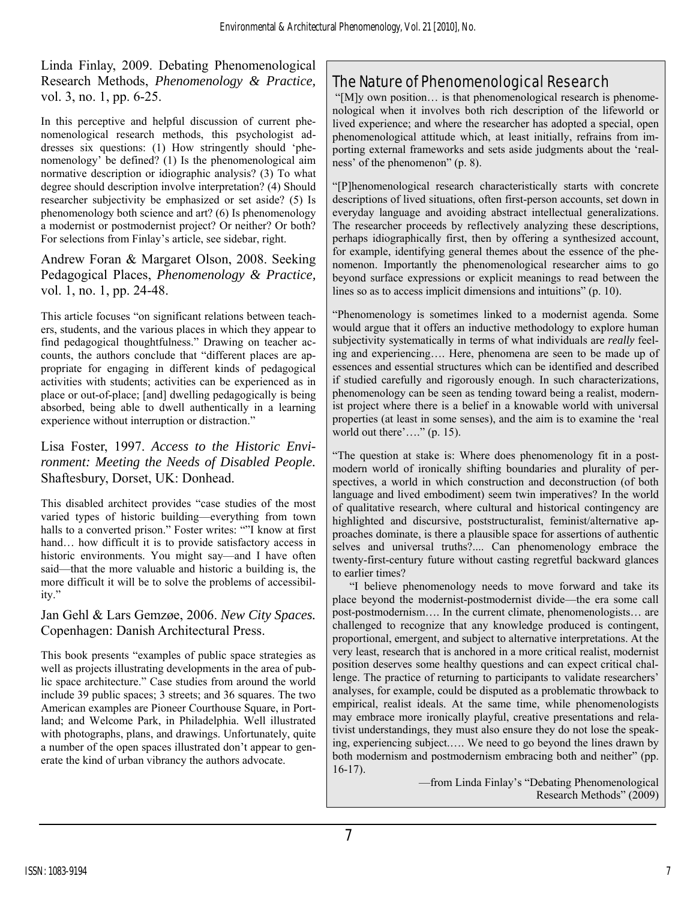Linda Finlay, 2009. Debating Phenomenological Research Methods, *Phenomenology & Practice,* vol. 3, no. 1, pp. 6-25.

In this perceptive and helpful discussion of current phenomenological research methods, this psychologist addresses six questions: (1) How stringently should 'phenomenology' be defined? (1) Is the phenomenological aim normative description or idiographic analysis? (3) To what degree should description involve interpretation? (4) Should researcher subjectivity be emphasized or set aside? (5) Is phenomenology both science and art? (6) Is phenomenology a modernist or postmodernist project? Or neither? Or both? For selections from Finlay's article, see sidebar, right.

Andrew Foran & Margaret Olson, 2008. Seeking Pedagogical Places, *Phenomenology & Practice,* vol. 1, no. 1, pp. 24-48.

This article focuses "on significant relations between teachers, students, and the various places in which they appear to find pedagogical thoughtfulness." Drawing on teacher accounts, the authors conclude that "different places are appropriate for engaging in different kinds of pedagogical activities with students; activities can be experienced as in place or out-of-place; [and] dwelling pedagogically is being absorbed, being able to dwell authentically in a learning experience without interruption or distraction."

Lisa Foster, 1997. *Access to the Historic Environment: Meeting the Needs of Disabled People.* Shaftesbury, Dorset, UK: Donhead.

This disabled architect provides "case studies of the most varied types of historic building—everything from town halls to a converted prison." Foster writes: ""I know at first hand… how difficult it is to provide satisfactory access in historic environments. You might say—and I have often said—that the more valuable and historic a building is, the more difficult it will be to solve the problems of accessibility."

Jan Gehl & Lars Gemzøe, 2006. *New City Spaces.* Copenhagen: Danish Architectural Press.

This book presents "examples of public space strategies as well as projects illustrating developments in the area of public space architecture." Case studies from around the world include 39 public spaces; 3 streets; and 36 squares. The two American examples are Pioneer Courthouse Square, in Portland; and Welcome Park, in Philadelphia. Well illustrated with photographs, plans, and drawings. Unfortunately, quite a number of the open spaces illustrated don't appear to generate the kind of urban vibrancy the authors advocate.

## The Nature of Phenomenological Research

"[M]y own position… is that phenomenological research is phenomenological when it involves both rich description of the lifeworld or lived experience; and where the researcher has adopted a special, open phenomenological attitude which, at least initially, refrains from importing external frameworks and sets aside judgments about the 'realness' of the phenomenon" (p. 8).

"[P]henomenological research characteristically starts with concrete descriptions of lived situations, often first-person accounts, set down in everyday language and avoiding abstract intellectual generalizations. The researcher proceeds by reflectively analyzing these descriptions, perhaps idiographically first, then by offering a synthesized account, for example, identifying general themes about the essence of the phenomenon. Importantly the phenomenological researcher aims to go beyond surface expressions or explicit meanings to read between the lines so as to access implicit dimensions and intuitions" (p. 10).

"Phenomenology is sometimes linked to a modernist agenda. Some would argue that it offers an inductive methodology to explore human subjectivity systematically in terms of what individuals are *really* feeling and experiencing…. Here, phenomena are seen to be made up of essences and essential structures which can be identified and described if studied carefully and rigorously enough. In such characterizations, phenomenology can be seen as tending toward being a realist, modernist project where there is a belief in a knowable world with universal properties (at least in some senses), and the aim is to examine the 'real world out there'…." (p. 15).

"The question at stake is: Where does phenomenology fit in a postmodern world of ironically shifting boundaries and plurality of perspectives, a world in which construction and deconstruction (of both language and lived embodiment) seem twin imperatives? In the world of qualitative research, where cultural and historical contingency are highlighted and discursive, poststructuralist, feminist/alternative approaches dominate, is there a plausible space for assertions of authentic selves and universal truths?.... Can phenomenology embrace the twenty-first-century future without casting regretful backward glances to earlier times?

"I believe phenomenology needs to move forward and take its place beyond the modernist-postmodernist divide—the era some call post-postmodernism…. In the current climate, phenomenologists… are challenged to recognize that any knowledge produced is contingent, proportional, emergent, and subject to alternative interpretations. At the very least, research that is anchored in a more critical realist, modernist position deserves some healthy questions and can expect critical challenge. The practice of returning to participants to validate researchers' analyses, for example, could be disputed as a problematic throwback to empirical, realist ideals. At the same time, while phenomenologists may embrace more ironically playful, creative presentations and relativist understandings, they must also ensure they do not lose the speaking, experiencing subject.…. We need to go beyond the lines drawn by both modernism and postmodernism embracing both and neither" (pp. 16-17).

—from Linda Finlay's "Debating Phenomenological Research Methods" (2009)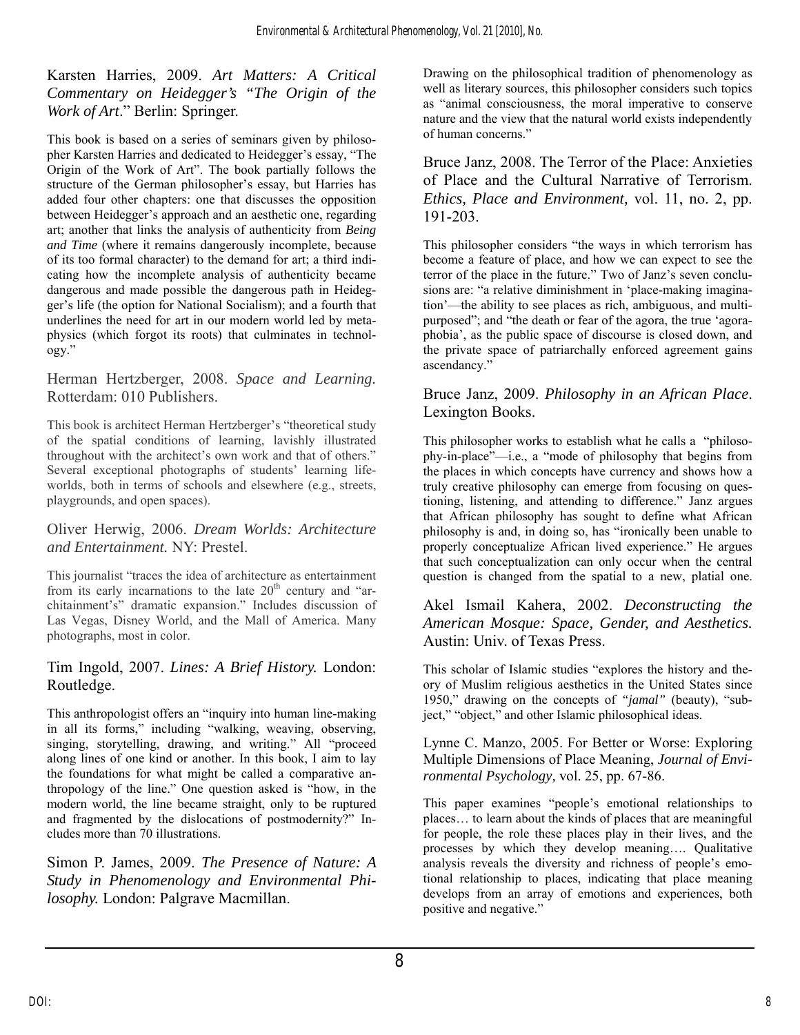Karsten Harries, 2009. *Art Matters: A Critical Commentary on Heidegger's "The Origin of the Work of Art*." Berlin: Springer.

This book is based on a series of seminars given by philosopher Karsten Harries and dedicated to Heidegger's essay, "The Origin of the Work of Art". The book partially follows the structure of the German philosopher's essay, but Harries has added four other chapters: one that discusses the opposition between Heidegger's approach and an aesthetic one, regarding art; another that links the analysis of authenticity from *Being and Time* (where it remains dangerously incomplete, because of its too formal character) to the demand for art; a third indicating how the incomplete analysis of authenticity became dangerous and made possible the dangerous path in Heidegger's life (the option for National Socialism); and a fourth that underlines the need for art in our modern world led by metaphysics (which forgot its roots) that culminates in technology."

Herman Hertzberger, 2008. *Space and Learning.* Rotterdam: 010 Publishers.

This book is architect Herman Hertzberger's "theoretical study of the spatial conditions of learning, lavishly illustrated throughout with the architect's own work and that of others." Several exceptional photographs of students' learning lifeworlds, both in terms of schools and elsewhere (e.g., streets, playgrounds, and open spaces).

Oliver Herwig, 2006. *Dream Worlds: Architecture and Entertainment.* NY: Prestel.

This journalist "traces the idea of architecture as entertainment from its early incarnations to the late 20th century and "architainment's" dramatic expansion." Includes discussion of Las Vegas, Disney World, and the Mall of America. Many photographs, most in color.

Tim Ingold, 2007. *Lines: A Brief History.* London: Routledge.

This anthropologist offers an "inquiry into human line-making in all its forms," including "walking, weaving, observing, singing, storytelling, drawing, and writing." All "proceed along lines of one kind or another. In this book, I aim to lay the foundations for what might be called a comparative anthropology of the line." One question asked is "how, in the modern world, the line became straight, only to be ruptured and fragmented by the dislocations of postmodernity?" Includes more than 70 illustrations.

Simon P. James, 2009. *The Presence of Nature: A Study in Phenomenology and Environmental Philosophy.* London: Palgrave Macmillan.

Drawing on the philosophical tradition of phenomenology as well as literary sources, this philosopher considers such topics as "animal consciousness, the moral imperative to conserve nature and the view that the natural world exists independently of human concerns."

Bruce Janz, 2008. The Terror of the Place: Anxieties of Place and the Cultural Narrative of Terrorism. *Ethics, Place and Environment,* vol. 11, no. 2, pp. 191-203.

This philosopher considers "the ways in which terrorism has become a feature of place, and how we can expect to see the terror of the place in the future." Two of Janz's seven conclusions are: "a relative diminishment in 'place-making imagination'—the ability to see places as rich, ambiguous, and multipurposed"; and "the death or fear of the agora, the true 'agoraphobia', as the public space of discourse is closed down, and the private space of patriarchally enforced agreement gains ascendancy."

Bruce Janz, 2009. *Philosophy in an African Place*. Lexington Books.

This philosopher works to establish what he calls a "philosophy-in-place"—i.e., a "mode of philosophy that begins from the places in which concepts have currency and shows how a truly creative philosophy can emerge from focusing on questioning, listening, and attending to difference." Janz argues that African philosophy has sought to define what African philosophy is and, in doing so, has "ironically been unable to properly conceptualize African lived experience." He argues that such conceptualization can only occur when the central question is changed from the spatial to a new, platial one.

Akel Ismail Kahera, 2002. *Deconstructing the American Mosque: Space, Gender, and Aesthetics.* Austin: Univ. of Texas Press.

This scholar of Islamic studies "explores the history and theory of Muslim religious aesthetics in the United States since 1950," drawing on the concepts of *"jamal"* (beauty), "subject," "object," and other Islamic philosophical ideas.

Lynne C. Manzo, 2005. For Better or Worse: Exploring Multiple Dimensions of Place Meaning, *Journal of Environmental Psychology,* vol. 25, pp. 67-86.

This paper examines "people's emotional relationships to places… to learn about the kinds of places that are meaningful for people, the role these places play in their lives, and the processes by which they develop meaning…. Qualitative analysis reveals the diversity and richness of people's emotional relationship to places, indicating that place meaning develops from an array of emotions and experiences, both positive and negative."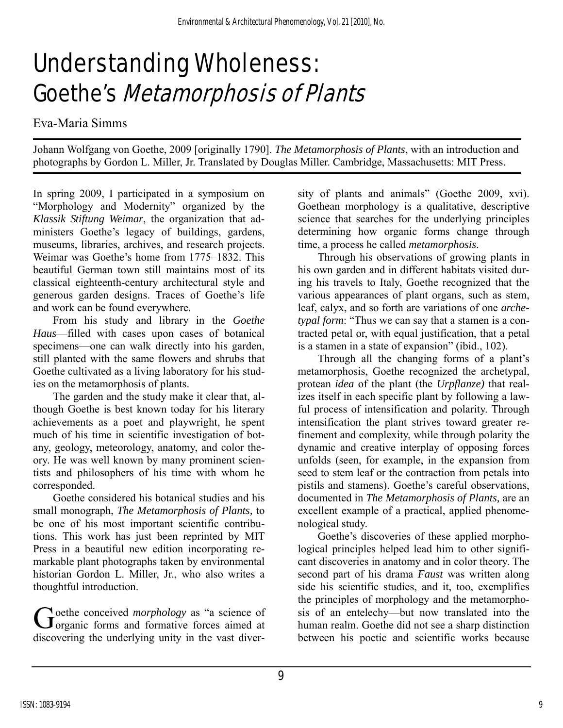# Understanding Wholeness: Goethe's *Metamorphosis of Plants*

Eva-Maria Simms

Johann Wolfgang von Goethe, 2009 [originally 1790]. *The Metamorphosis of Plants*, with an introduction and photographs by Gordon L. Miller, Jr. Translated by Douglas Miller. Cambridge, Massachusetts: MIT Press.

In spring 2009, I participated in a symposium on "Morphology and Modernity" organized by the *Klassik Stiftung Weimar*, the organization that administers Goethe's legacy of buildings, gardens, museums, libraries, archives, and research projects. Weimar was Goethe's home from 1775–1832. This beautiful German town still maintains most of its classical eighteenth-century architectural style and generous garden designs. Traces of Goethe's life and work can be found everywhere.

From his study and library in the *Goethe Haus*—filled with cases upon cases of botanical specimens—one can walk directly into his garden, still planted with the same flowers and shrubs that Goethe cultivated as a living laboratory for his studies on the metamorphosis of plants.

The garden and the study make it clear that, although Goethe is best known today for his literary achievements as a poet and playwright, he spent much of his time in scientific investigation of botany, geology, meteorology, anatomy, and color theory. He was well known by many prominent scientists and philosophers of his time with whom he corresponded.

Goethe considered his botanical studies and his small monograph, *The Metamorphosis of Plants,* to be one of his most important scientific contributions. This work has just been reprinted by MIT Press in a beautiful new edition incorporating remarkable plant photographs taken by environmental historian Gordon L. Miller, Jr., who also writes a thoughtful introduction.

Goethe conceived *morphology* as "a science of organic forms and formative forces aimed at discovering the underlying unity in the vast diversity of plants and animals" (Goethe 2009, xvi). Goethean morphology is a qualitative, descriptive science that searches for the underlying principles determining how organic forms change through time, a process he called *metamorphosis*.

Through his observations of growing plants in his own garden and in different habitats visited during his travels to Italy, Goethe recognized that the various appearances of plant organs, such as stem, leaf, calyx, and so forth are variations of one *archetypal form*: "Thus we can say that a stamen is a contracted petal or, with equal justification, that a petal is a stamen in a state of expansion" (ibid., 102).

Through all the changing forms of a plant's metamorphosis, Goethe recognized the archetypal, protean *idea* of the plant (the *Urpflanze)* that realizes itself in each specific plant by following a lawful process of intensification and polarity. Through intensification the plant strives toward greater refinement and complexity, while through polarity the dynamic and creative interplay of opposing forces unfolds (seen, for example, in the expansion from seed to stem leaf or the contraction from petals into pistils and stamens). Goethe's careful observations, documented in *The Metamorphosis of Plants,* are an excellent example of a practical, applied phenomenological study.

Goethe's discoveries of these applied morphological principles helped lead him to other significant discoveries in anatomy and in color theory. The second part of his drama *Faust* was written along side his scientific studies, and it, too, exemplifies the principles of morphology and the metamorphosis of an entelechy—but now translated into the human realm. Goethe did not see a sharp distinction between his poetic and scientific works because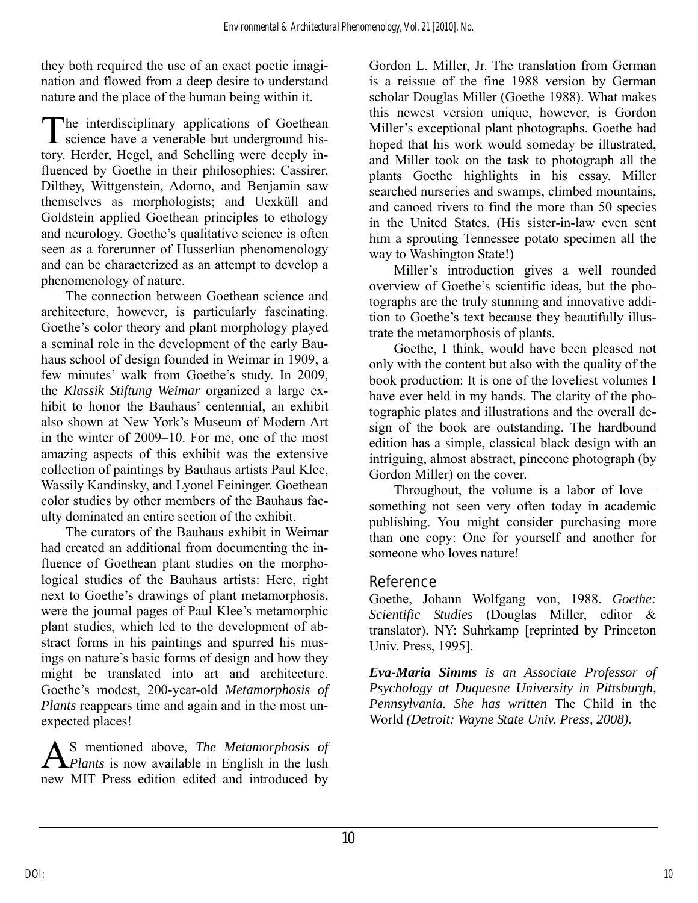they both required the use of an exact poetic imagination and flowed from a deep desire to understand nature and the place of the human being within it.

The interdisciplinary applications of Goethean science have a venerable but underground history. Herder, Hegel, and Schelling were deeply influenced by Goethe in their philosophies; Cassirer, Dilthey, Wittgenstein, Adorno, and Benjamin saw themselves as morphologists; and Uexküll and Goldstein applied Goethean principles to ethology and neurology. Goethe's qualitative science is often seen as a forerunner of Husserlian phenomenology and can be characterized as an attempt to develop a phenomenology of nature.

The connection between Goethean science and architecture, however, is particularly fascinating. Goethe's color theory and plant morphology played a seminal role in the development of the early Bauhaus school of design founded in Weimar in 1909, a few minutes' walk from Goethe's study. In 2009, the *Klassik Stiftung Weimar* organized a large exhibit to honor the Bauhaus' centennial, an exhibit also shown at New York's Museum of Modern Art in the winter of 2009–10. For me, one of the most amazing aspects of this exhibit was the extensive collection of paintings by Bauhaus artists Paul Klee, Wassily Kandinsky, and Lyonel Feininger. Goethean color studies by other members of the Bauhaus faculty dominated an entire section of the exhibit.

The curators of the Bauhaus exhibit in Weimar had created an additional from documenting the influence of Goethean plant studies on the morphological studies of the Bauhaus artists: Here, right next to Goethe's drawings of plant metamorphosis, were the journal pages of Paul Klee's metamorphic plant studies, which led to the development of abstract forms in his paintings and spurred his musings on nature's basic forms of design and how they might be translated into art and architecture. Goethe's modest, 200-year-old *Metamorphosis of Plants* reappears time and again and in the most unexpected places!

AS mentioned above, *The Metamorphosis of Plants* is now available in English in the lush new MIT Press edition edited and introduced by Gordon L. Miller, Jr. The translation from German is a reissue of the fine 1988 version by German scholar Douglas Miller (Goethe 1988). What makes this newest version unique, however, is Gordon Miller's exceptional plant photographs. Goethe had hoped that his work would someday be illustrated, and Miller took on the task to photograph all the plants Goethe highlights in his essay. Miller searched nurseries and swamps, climbed mountains, and canoed rivers to find the more than 50 species in the United States. (His sister-in-law even sent him a sprouting Tennessee potato specimen all the way to Washington State!)

Miller's introduction gives a well rounded overview of Goethe's scientific ideas, but the photographs are the truly stunning and innovative addition to Goethe's text because they beautifully illustrate the metamorphosis of plants.

Goethe, I think, would have been pleased not only with the content but also with the quality of the book production: It is one of the loveliest volumes I have ever held in my hands. The clarity of the photographic plates and illustrations and the overall design of the book are outstanding. The hardbound edition has a simple, classical black design with an intriguing, almost abstract, pinecone photograph (by Gordon Miller) on the cover.

Throughout, the volume is a labor of love—something not seen very often today in academic publishing. You might consider purchasing more than one copy: One for yourself and another for someone who loves nature!

## Reference

Goethe, Johann Wolfgang von, 1988. *Goethe: Scientific Studies* (Douglas Miller, editor & translator). NY: Suhrkamp [reprinted by Princeton Univ. Press, 1995].

***Eva-Maria Simms** is an Associate Professor of Psychology at Duquesne University in Pittsburgh, Pennsylvania. She has written* The Child in the World *(Detroit: Wayne State Univ. Press, 2008).*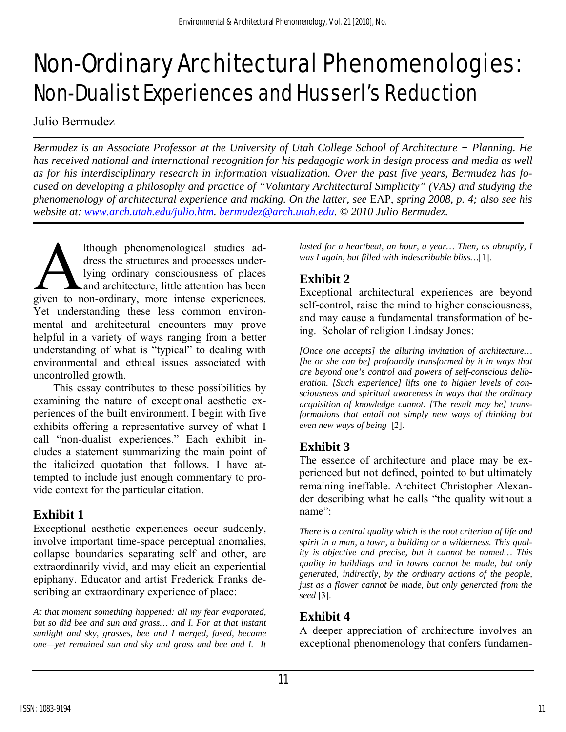# Non-Ordinary Architectural Phenomenologies: Non-Dualist Experiences and Husserl's Reduction

Julio Bermudez

*Bermudez is an Associate Professor at the University of Utah College School of Architecture + Planning. He has received national and international recognition for his pedagogic work in design process and media as well as for his interdisciplinary research in information visualization. Over the past five years, Bermudez has focused on developing a philosophy and practice of "Voluntary Architectural Simplicity" (VAS) and studying the phenomenology of architectural experience and making. On the latter, see* EAP, *spring 2008, p. 4; also see his website at: www.arch.utah.edu/julio.htm. bermudez@arch.utah.edu. © 2010 Julio Bermudez.*

Although phenomenological studies address the structures and processes underlying ordinary consciousness of places and architecture, little attention has been given to non-ordinary, more intense experiences. Yet understanding these less common environmental and architectural encounters may prove helpful in a variety of ways ranging from a better understanding of what is "typical" to dealing with environmental and ethical issues associated with uncontrolled growth.

This essay contributes to these possibilities by examining the nature of exceptional aesthetic experiences of the built environment. I begin with five exhibits offering a representative survey of what I call "non-dualist experiences." Each exhibit includes a statement summarizing the main point of the italicized quotation that follows. I have attempted to include just enough commentary to provide context for the particular citation.

## Exhibit 1

Exceptional aesthetic experiences occur suddenly, involve important time-space perceptual anomalies, collapse boundaries separating self and other, are extraordinarily vivid, and may elicit an experiential epiphany. Educator and artist Frederick Franks describing an extraordinary experience of place:

*At that moment something happened: all my fear evaporated, but so did bee and sun and grass… and I. For at that instant sunlight and sky, grasses, bee and I merged, fused, became one—yet remained sun and sky and grass and bee and I. It lasted for a heartbeat, an hour, a year… Then, as abruptly, I was I again, but filled with indescribable bliss…*[1].

## Exhibit 2

Exceptional architectural experiences are beyond self-control, raise the mind to higher consciousness, and may cause a fundamental transformation of being. Scholar of religion Lindsay Jones:

*[Once one accepts] the alluring invitation of architecture… [he or she can be] profoundly transformed by it in ways that are beyond one's control and powers of self-conscious deliberation. [Such experience] lifts one to higher levels of consciousness and spiritual awareness in ways that the ordinary acquisition of knowledge cannot. [The result may be] transformations that entail not simply new ways of thinking but even new ways of being* [2].

## Exhibit 3

The essence of architecture and place may be experienced but not defined, pointed to but ultimately remaining ineffable. Architect Christopher Alexander describing what he calls "the quality without a name":

*There is a central quality which is the root criterion of life and spirit in a man, a town, a building or a wilderness. This quality is objective and precise, but it cannot be named… This quality in buildings and in towns cannot be made, but only generated, indirectly, by the ordinary actions of the people, just as a flower cannot be made, but only generated from the seed* [3].

## Exhibit 4

A deeper appreciation of architecture involves an exceptional phenomenology that confers fundamen-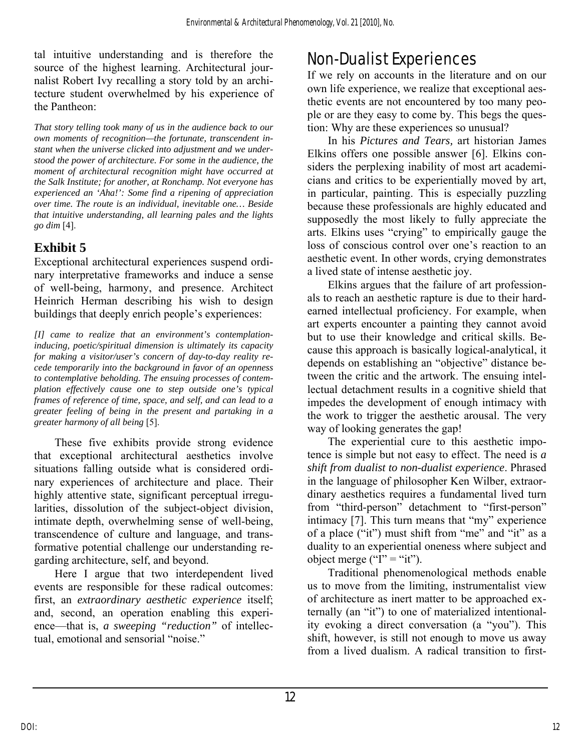tal intuitive understanding and is therefore the source of the highest learning. Architectural journalist Robert Ivy recalling a story told by an architecture student overwhelmed by his experience of the Pantheon:

*That story telling took many of us in the audience back to our own moments of recognition—the fortunate, transcendent instant when the universe clicked into adjustment and we understood the power of architecture. For some in the audience, the moment of architectural recognition might have occurred at the Salk Institute; for another, at Ronchamp. Not everyone has experienced an 'Aha!': Some find a ripening of appreciation over time. The route is an individual, inevitable one… Beside that intuitive understanding, all learning pales and the lights go dim* [4].

## Exhibit 5

Exceptional architectural experiences suspend ordinary interpretative frameworks and induce a sense of well-being, harmony, and presence. Architect Heinrich Herman describing his wish to design buildings that deeply enrich people's experiences:

*[I] came to realize that an environment's contemplation-inducing, poetic/spiritual dimension is ultimately its capacity for making a visitor/user's concern of day-to-day reality recede temporarily into the background in favor of an openness to contemplative beholding. The ensuing processes of contemplation effectively cause one to step outside one's typical frames of reference of time, space, and self, and can lead to a greater feeling of being in the present and partaking in a greater harmony of all being* [5].

These five exhibits provide strong evidence that exceptional architectural aesthetics involve situations falling outside what is considered ordinary experiences of architecture and place. Their highly attentive state, significant perceptual irregularities, dissolution of the subject-object division, intimate depth, overwhelming sense of well-being, transcendence of culture and language, and transformative potential challenge our understanding regarding architecture, self, and beyond.

Here I argue that two interdependent lived events are responsible for these radical outcomes: first, an *extraordinary aesthetic experience* itself; and, second, an operation enabling this experience—that is, *a sweeping "reduction"* of intellectual, emotional and sensorial "noise."

# Non-Dualist Experiences

If we rely on accounts in the literature and on our own life experience, we realize that exceptional aesthetic events are not encountered by too many people or are they easy to come by. This begs the question: Why are these experiences so unusual?

In his *Pictures and Tears,* art historian James Elkins offers one possible answer [6]. Elkins considers the perplexing inability of most art academicians and critics to be experientially moved by art, in particular, painting. This is especially puzzling because these professionals are highly educated and supposedly the most likely to fully appreciate the arts. Elkins uses "crying" to empirically gauge the loss of conscious control over one's reaction to an aesthetic event. In other words, crying demonstrates a lived state of intense aesthetic joy.

Elkins argues that the failure of art professionals to reach an aesthetic rapture is due to their hard-earned intellectual proficiency. For example, when art experts encounter a painting they cannot avoid but to use their knowledge and critical skills. Because this approach is basically logical-analytical, it depends on establishing an "objective" distance between the critic and the artwork. The ensuing intellectual detachment results in a cognitive shield that impedes the development of enough intimacy with the work to trigger the aesthetic arousal. The very way of looking generates the gap!

The experiential cure to this aesthetic impotence is simple but not easy to effect. The need is *a shift from dualist to non-dualist experience*. Phrased in the language of philosopher Ken Wilber, extraordinary aesthetics requires a fundamental lived turn from "third-person" detachment to "first-person" intimacy [7]. This turn means that "my" experience of a place ("it") must shift from "me" and "it" as a duality to an experiential oneness where subject and object merge ("I" = "it").

Traditional phenomenological methods enable us to move from the limiting, instrumentalist view of architecture as inert matter to be approached externally (an "it") to one of materialized intentionality evoking a direct conversation (a "you"). This shift, however, is still not enough to move us away from a lived dualism. A radical transition to first-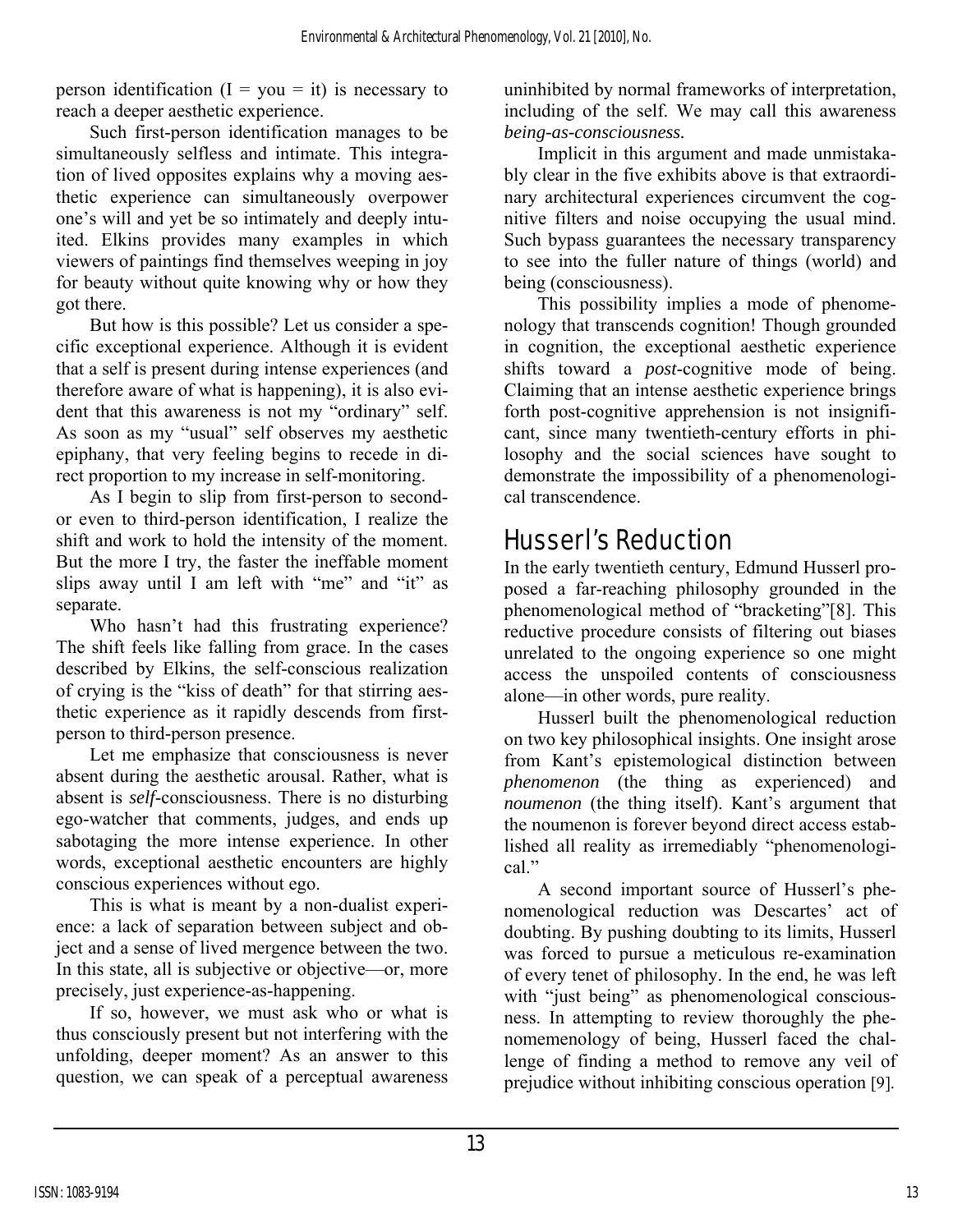person identification (I = you = it) is necessary to reach a deeper aesthetic experience.

Such first-person identification manages to be simultaneously selfless and intimate. This integration of lived opposites explains why a moving aesthetic experience can simultaneously overpower one's will and yet be so intimately and deeply intuited. Elkins provides many examples in which viewers of paintings find themselves weeping in joy for beauty without quite knowing why or how they got there.

But how is this possible? Let us consider a specific exceptional experience. Although it is evident that a self is present during intense experiences (and therefore aware of what is happening), it is also evident that this awareness is not my "ordinary" self. As soon as my "usual" self observes my aesthetic epiphany, that very feeling begins to recede in direct proportion to my increase in self-monitoring.

As I begin to slip from first-person to second- or even to third-person identification, I realize the shift and work to hold the intensity of the moment. But the more I try, the faster the ineffable moment slips away until I am left with "me" and "it" as separate.

Who hasn't had this frustrating experience? The shift feels like falling from grace. In the cases described by Elkins, the self-conscious realization of crying is the "kiss of death" for that stirring aesthetic experience as it rapidly descends from first-person to third-person presence.

Let me emphasize that consciousness is never absent during the aesthetic arousal. Rather, what is absent is *self*-consciousness. There is no disturbing ego-watcher that comments, judges, and ends up sabotaging the more intense experience. In other words, exceptional aesthetic encounters are highly conscious experiences without ego.

This is what is meant by a non-dualist experience: a lack of separation between subject and object and a sense of lived mergence between the two. In this state, all is subjective or objective—or, more precisely, just experience-as-happening.

If so, however, we must ask who or what is thus consciously present but not interfering with the unfolding, deeper moment? As an answer to this question, we can speak of a perceptual awareness uninhibited by normal frameworks of interpretation, including of the self. We may call this awareness *being-as-consciousness.*

Implicit in this argument and made unmistakably clear in the five exhibits above is that extraordinary architectural experiences circumvent the cognitive filters and noise occupying the usual mind. Such bypass guarantees the necessary transparency to see into the fuller nature of things (world) and being (consciousness).

This possibility implies a mode of phenomenology that transcends cognition! Though grounded in cognition, the exceptional aesthetic experience shifts toward a *post*-cognitive mode of being. Claiming that an intense aesthetic experience brings forth post-cognitive apprehension is not insignificant, since many twentieth-century efforts in philosophy and the social sciences have sought to demonstrate the impossibility of a phenomenological transcendence.

## Husserl's Reduction

In the early twentieth century, Edmund Husserl proposed a far-reaching philosophy grounded in the phenomenological method of "bracketing"[8]. This reductive procedure consists of filtering out biases unrelated to the ongoing experience so one might access the unspoiled contents of consciousness alone—in other words, pure reality.

Husserl built the phenomenological reduction on two key philosophical insights. One insight arose from Kant's epistemological distinction between *phenomenon* (the thing as experienced) and *noumenon* (the thing itself). Kant's argument that the noumenon is forever beyond direct access established all reality as irremediably "phenomenological."

A second important source of Husserl's phenomenological reduction was Descartes' act of doubting. By pushing doubting to its limits, Husserl was forced to pursue a meticulous re-examination of every tenet of philosophy. In the end, he was left with "just being" as phenomenological consciousness. In attempting to review thoroughly the phenomemenology of being, Husserl faced the challenge of finding a method to remove any veil of prejudice without inhibiting conscious operation [9].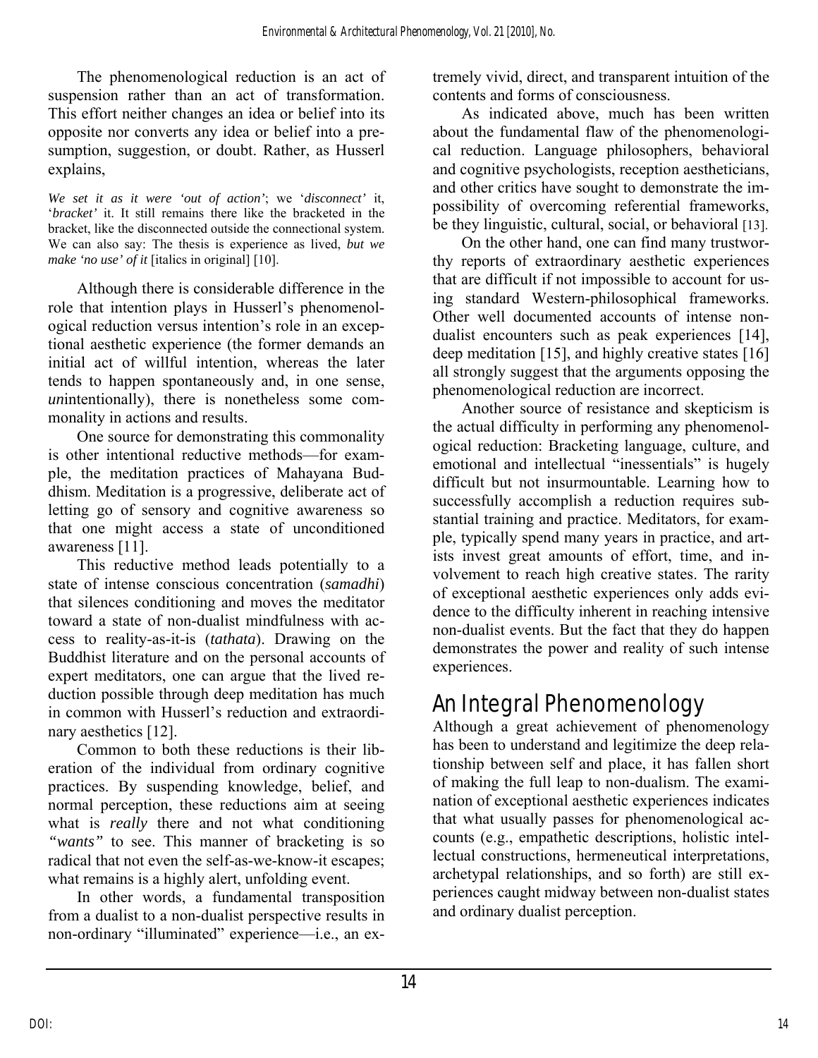The phenomenological reduction is an act of suspension rather than an act of transformation. This effort neither changes an idea or belief into its opposite nor converts any idea or belief into a presumption, suggestion, or doubt. Rather, as Husserl explains,

> *We set it as it were 'out of action'*; we '*disconnect'* it, '*bracket'* it. It still remains there like the bracketed in the bracket, like the disconnected outside the connectional system. We can also say: The thesis is experience as lived, *but we make 'no use' of it* [italics in original] [10].

Although there is considerable difference in the role that intention plays in Husserl's phenomenological reduction versus intention's role in an exceptional aesthetic experience (the former demands an initial act of willful intention, whereas the later tends to happen spontaneously and, in one sense, *un*intentionally), there is nonetheless some commonality in actions and results.

One source for demonstrating this commonality is other intentional reductive methods—for example, the meditation practices of Mahayana Buddhism. Meditation is a progressive, deliberate act of letting go of sensory and cognitive awareness so that one might access a state of unconditioned awareness [11].

This reductive method leads potentially to a state of intense conscious concentration (*samadhi*) that silences conditioning and moves the meditator toward a state of non-dualist mindfulness with access to reality-as-it-is (*tathata*). Drawing on the Buddhist literature and on the personal accounts of expert meditators, one can argue that the lived reduction possible through deep meditation has much in common with Husserl's reduction and extraordinary aesthetics [12].

Common to both these reductions is their liberation of the individual from ordinary cognitive practices. By suspending knowledge, belief, and normal perception, these reductions aim at seeing what is *really* there and not what conditioning *"wants"* to see. This manner of bracketing is so radical that not even the self-as-we-know-it escapes; what remains is a highly alert, unfolding event.

In other words, a fundamental transposition from a dualist to a non-dualist perspective results in non-ordinary "illuminated" experience—i.e., an extremely vivid, direct, and transparent intuition of the contents and forms of consciousness.

As indicated above, much has been written about the fundamental flaw of the phenomenological reduction. Language philosophers, behavioral and cognitive psychologists, reception aestheticians, and other critics have sought to demonstrate the impossibility of overcoming referential frameworks, be they linguistic, cultural, social, or behavioral [13].

On the other hand, one can find many trustworthy reports of extraordinary aesthetic experiences that are difficult if not impossible to account for using standard Western-philosophical frameworks. Other well documented accounts of intense non-dualist encounters such as peak experiences [14], deep meditation [15], and highly creative states [16] all strongly suggest that the arguments opposing the phenomenological reduction are incorrect.

Another source of resistance and skepticism is the actual difficulty in performing any phenomenological reduction: Bracketing language, culture, and emotional and intellectual "inessentials" is hugely difficult but not insurmountable. Learning how to successfully accomplish a reduction requires substantial training and practice. Meditators, for example, typically spend many years in practice, and artists invest great amounts of effort, time, and involvement to reach high creative states. The rarity of exceptional aesthetic experiences only adds evidence to the difficulty inherent in reaching intensive non-dualist events. But the fact that they do happen demonstrates the power and reality of such intense experiences.

## An Integral Phenomenology

Although a great achievement of phenomenology has been to understand and legitimize the deep relationship between self and place, it has fallen short of making the full leap to non-dualism. The examination of exceptional aesthetic experiences indicates that what usually passes for phenomenological accounts (e.g., empathetic descriptions, holistic intellectual constructions, hermeneutical interpretations, archetypal relationships, and so forth) are still experiences caught midway between non-dualist states and ordinary dualist perception.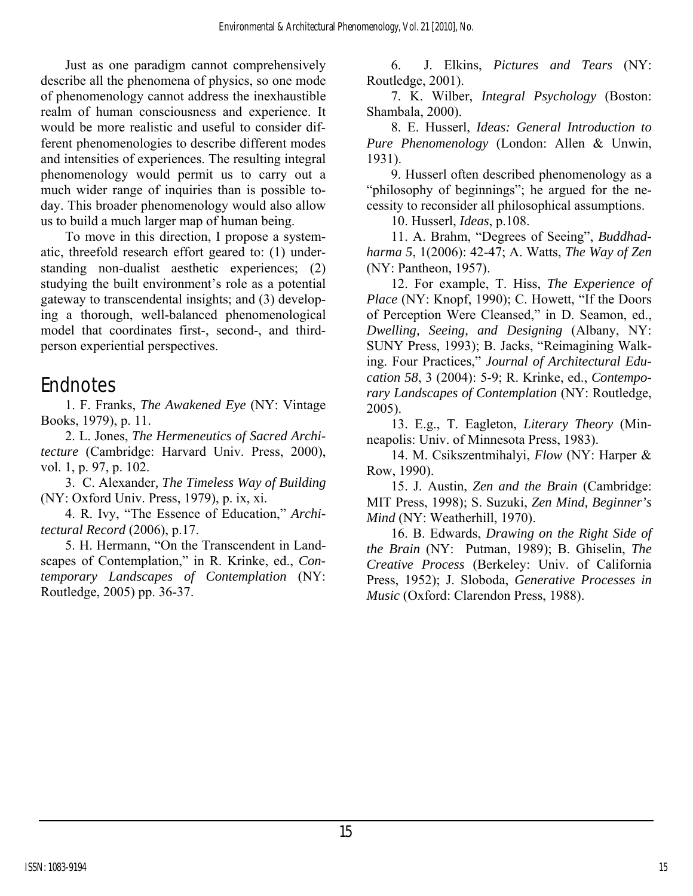Just as one paradigm cannot comprehensively describe all the phenomena of physics, so one mode of phenomenology cannot address the inexhaustible realm of human consciousness and experience. It would be more realistic and useful to consider different phenomenologies to describe different modes and intensities of experiences. The resulting integral phenomenology would permit us to carry out a much wider range of inquiries than is possible today. This broader phenomenology would also allow us to build a much larger map of human being.

To move in this direction, I propose a systematic, threefold research effort geared to: (1) understanding non-dualist aesthetic experiences; (2) studying the built environment's role as a potential gateway to transcendental insights; and (3) developing a thorough, well-balanced phenomenological model that coordinates first-, second-, and third-person experiential perspectives.

## Endnotes

1. F. Franks, *The Awakened Eye* (NY: Vintage Books, 1979), p. 11.

2. L. Jones, *The Hermeneutics of Sacred Architecture* (Cambridge: Harvard Univ. Press, 2000), vol. 1, p. 97, p. 102.

3. C. Alexander, *The Timeless Way of Building* (NY: Oxford Univ. Press, 1979), p. ix, xi.

4. R. Ivy, "The Essence of Education," *Architectural Record* (2006), p.17.

5. H. Hermann, "On the Transcendent in Landscapes of Contemplation," in R. Krinke, ed., *Contemporary Landscapes of Contemplation* (NY: Routledge, 2005) pp. 36-37.

6. J. Elkins, *Pictures and Tears* (NY: Routledge, 2001).

7. K. Wilber, *Integral Psychology* (Boston: Shambala, 2000).

8. E. Husserl, *Ideas: General Introduction to Pure Phenomenology* (London: Allen & Unwin, 1931).

9. Husserl often described phenomenology as a "philosophy of beginnings"; he argued for the necessity to reconsider all philosophical assumptions.

10. Husserl, *Ideas*, p.108.

11. A. Brahm, "Degrees of Seeing", *Buddhadharma 5*, 1(2006): 42-47; A. Watts, *The Way of Zen* (NY: Pantheon, 1957).

12. For example, T. Hiss, *The Experience of Place* (NY: Knopf, 1990); C. Howett, "If the Doors of Perception Were Cleansed," in D. Seamon, ed., *Dwelling, Seeing, and Designing* (Albany, NY: SUNY Press, 1993); B. Jacks, "Reimagining Walking. Four Practices," *Journal of Architectural Education 58*, 3 (2004): 5-9; R. Krinke, ed., *Contemporary Landscapes of Contemplation* (NY: Routledge, 2005).

13. E.g., T. Eagleton, *Literary Theory* (Minneapolis: Univ. of Minnesota Press, 1983).

14. M. Csikszentmihalyi, *Flow* (NY: Harper & Row, 1990).

15. J. Austin, *Zen and the Brain* (Cambridge: MIT Press, 1998); S. Suzuki, *Zen Mind, Beginner's Mind* (NY: Weatherhill, 1970).

16. B. Edwards, *Drawing on the Right Side of the Brain* (NY: Putman, 1989); B. Ghiselin, *The Creative Process* (Berkeley: Univ. of California Press, 1952); J. Sloboda, *Generative Processes in Music* (Oxford: Clarendon Press, 1988).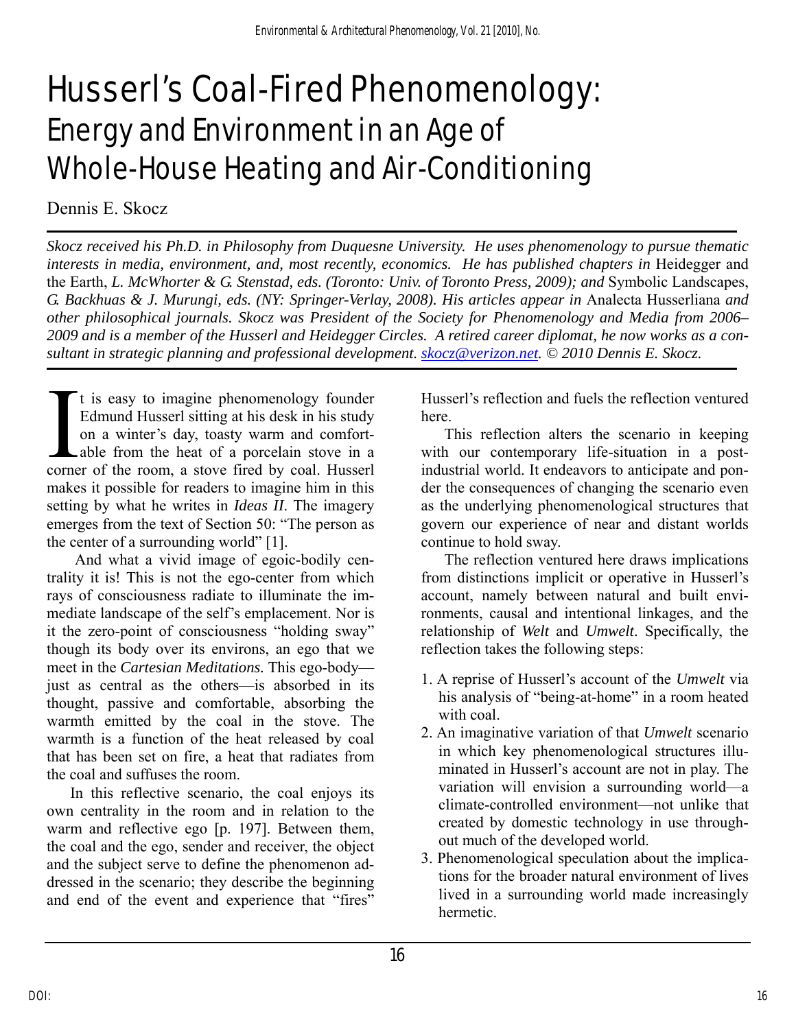# Husserl's Coal-Fired Phenomenology:
## Energy and Environment in an Age of Whole-House Heating and Air-Conditioning

Dennis E. Skocz

*Skocz received his Ph.D. in Philosophy from Duquesne University. He uses phenomenology to pursue thematic interests in media, environment, and, most recently, economics. He has published chapters in* Heidegger and the Earth, *L. McWhorter & G. Stenstad, eds. (Toronto: Univ. of Toronto Press, 2009); and* Symbolic Landscapes, *G. Backhuas & J. Murungi, eds. (NY: Springer-Verlay, 2008). His articles appear in* Analecta Husserliana *and other philosophical journals. Skocz was President of the Society for Phenomenology and Media from 2006–2009 and is a member of the Husserl and Heidegger Circles. A retired career diplomat, he now works as a consultant in strategic planning and professional development. skocz@verizon.net. © 2010 Dennis E. Skocz.*

It is easy to imagine phenomenology founder Edmund Husserl sitting at his desk in his study on a winter's day, toasty warm and comfortable from the heat of a porcelain stove in a corner of the room, a stove fired by coal. Husserl makes it possible for readers to imagine him in this setting by what he writes in *Ideas II*. The imagery emerges from the text of Section 50: "The person as the center of a surrounding world" [1].

And what a vivid image of egoic-bodily centrality it is! This is not the ego-center from which rays of consciousness radiate to illuminate the immediate landscape of the self's emplacement. Nor is it the zero-point of consciousness "holding sway" though its body over its environs, an ego that we meet in the *Cartesian Meditations*. This ego-body—just as central as the others—is absorbed in its thought, passive and comfortable, absorbing the warmth emitted by the coal in the stove. The warmth is a function of the heat released by coal that has been set on fire, a heat that radiates from the coal and suffuses the room.

In this reflective scenario, the coal enjoys its own centrality in the room and in relation to the warm and reflective ego [p. 197]. Between them, the coal and the ego, sender and receiver, the object and the subject serve to define the phenomenon addressed in the scenario; they describe the beginning and end of the event and experience that "fires" Husserl's reflection and fuels the reflection ventured here.

This reflection alters the scenario in keeping with our contemporary life-situation in a post-industrial world. It endeavors to anticipate and ponder the consequences of changing the scenario even as the underlying phenomenological structures that govern our experience of near and distant worlds continue to hold sway.

The reflection ventured here draws implications from distinctions implicit or operative in Husserl's account, namely between natural and built environments, causal and intentional linkages, and the relationship of *Welt* and *Umwelt*. Specifically, the reflection takes the following steps:

1. A reprise of Husserl's account of the *Umwelt* via his analysis of "being-at-home" in a room heated with coal.
2. An imaginative variation of that *Umwelt* scenario in which key phenomenological structures illuminated in Husserl's account are not in play. The variation will envision a surrounding world—a climate-controlled environment—not unlike that created by domestic technology in use throughout much of the developed world.
3. Phenomenological speculation about the implications for the broader natural environment of lives lived in a surrounding world made increasingly hermetic.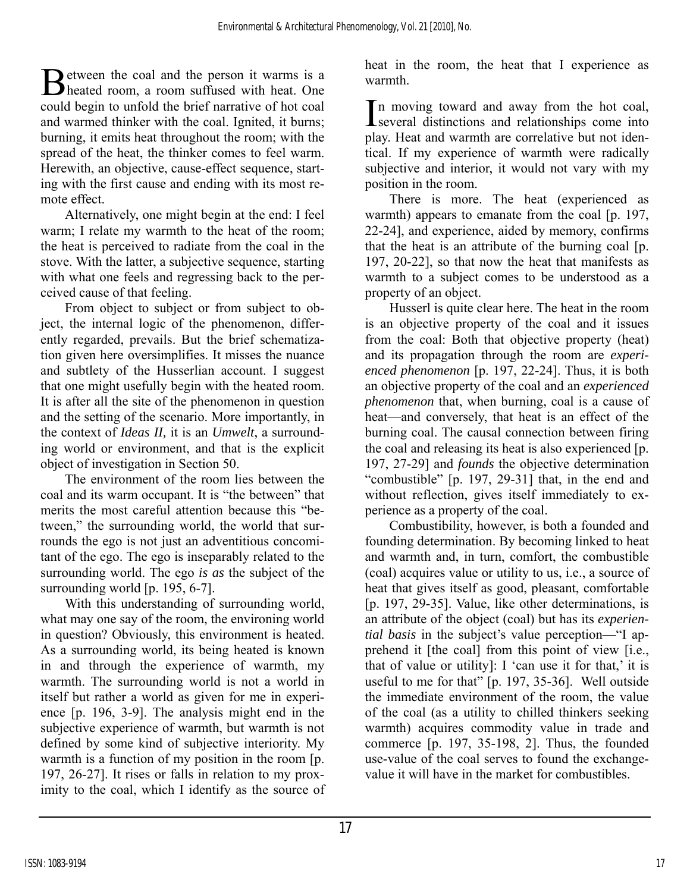Between the coal and the person it warms is a heated room, a room suffused with heat. One could begin to unfold the brief narrative of hot coal and warmed thinker with the coal. Ignited, it burns; burning, it emits heat throughout the room; with the spread of the heat, the thinker comes to feel warm. Herewith, an objective, cause-effect sequence, starting with the first cause and ending with its most remote effect.

Alternatively, one might begin at the end: I feel warm; I relate my warmth to the heat of the room; the heat is perceived to radiate from the coal in the stove. With the latter, a subjective sequence, starting with what one feels and regressing back to the perceived cause of that feeling.

From object to subject or from subject to object, the internal logic of the phenomenon, differently regarded, prevails. But the brief schematization given here oversimplifies. It misses the nuance and subtlety of the Husserlian account. I suggest that one might usefully begin with the heated room. It is after all the site of the phenomenon in question and the setting of the scenario. More importantly, in the context of *Ideas II,* it is an *Umwelt*, a surrounding world or environment, and that is the explicit object of investigation in Section 50.

The environment of the room lies between the coal and its warm occupant. It is "the between" that merits the most careful attention because this "between," the surrounding world, the world that surrounds the ego is not just an adventitious concomitant of the ego. The ego is inseparably related to the surrounding world. The ego *is as* the subject of the surrounding world [p. 195, 6-7].

With this understanding of surrounding world, what may one say of the room, the environing world in question? Obviously, this environment is heated. As a surrounding world, its being heated is known in and through the experience of warmth, my warmth. The surrounding world is not a world in itself but rather a world as given for me in experience [p. 196, 3-9]. The analysis might end in the subjective experience of warmth, but warmth is not defined by some kind of subjective interiority. My warmth is a function of my position in the room [p. 197, 26-27]. It rises or falls in relation to my proximity to the coal, which I identify as the source of heat in the room, the heat that I experience as warmth.

In moving toward and away from the hot coal, several distinctions and relationships come into play. Heat and warmth are correlative but not identical. If my experience of warmth were radically subjective and interior, it would not vary with my position in the room.

There is more. The heat (experienced as warmth) appears to emanate from the coal [p. 197, 22-24], and experience, aided by memory, confirms that the heat is an attribute of the burning coal [p. 197, 20-22], so that now the heat that manifests as warmth to a subject comes to be understood as a property of an object.

Husserl is quite clear here. The heat in the room is an objective property of the coal and it issues from the coal: Both that objective property (heat) and its propagation through the room are *experienced phenomenon* [p. 197, 22-24]. Thus, it is both an objective property of the coal and an *experienced phenomenon* that, when burning, coal is a cause of heat—and conversely, that heat is an effect of the burning coal. The causal connection between firing the coal and releasing its heat is also experienced [p. 197, 27-29] and *founds* the objective determination "combustible" [p. 197, 29-31] that, in the end and without reflection, gives itself immediately to experience as a property of the coal.

Combustibility, however, is both a founded and founding determination. By becoming linked to heat and warmth and, in turn, comfort, the combustible (coal) acquires value or utility to us, i.e., a source of heat that gives itself as good, pleasant, comfortable [p. 197, 29-35]. Value, like other determinations, is an attribute of the object (coal) but has its *experiential basis* in the subject's value perception—"I apprehend it [the coal] from this point of view [i.e., that of value or utility]: I 'can use it for that,' it is useful to me for that" [p. 197, 35-36]. Well outside the immediate environment of the room, the value of the coal (as a utility to chilled thinkers seeking warmth) acquires commodity value in trade and commerce [p. 197, 35-198, 2]. Thus, the founded use-value of the coal serves to found the exchange-value it will have in the market for combustibles.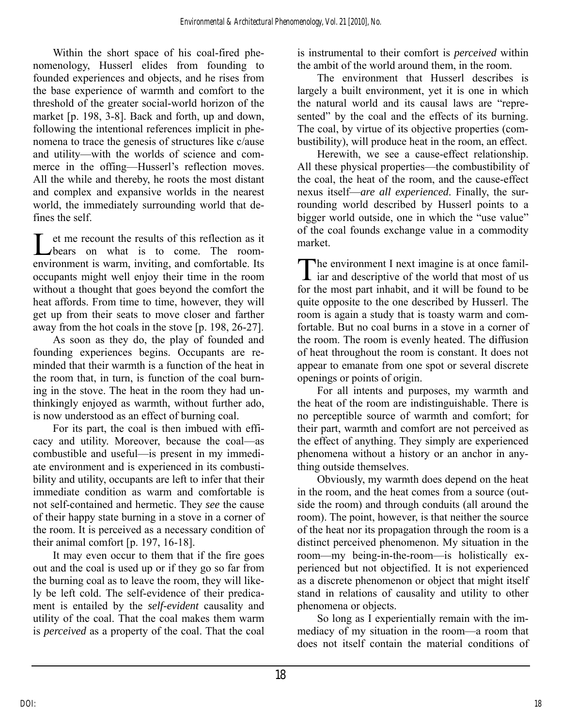Within the short space of his coal-fired phenomenology, Husserl elides from founding to founded experiences and objects, and he rises from the base experience of warmth and comfort to the threshold of the greater social-world horizon of the market [p. 198, 3-8]. Back and forth, up and down, following the intentional references implicit in phenomena to trace the genesis of structures like c/ause and utility—with the worlds of science and commerce in the offing—Husserl's reflection moves. All the while and thereby, he roots the most distant and complex and expansive worlds in the nearest world, the immediately surrounding world that defines the self.

Let me recount the results of this reflection as it bears on what is to come. The room-environment is warm, inviting, and comfortable. Its occupants might well enjoy their time in the room without a thought that goes beyond the comfort the heat affords. From time to time, however, they will get up from their seats to move closer and farther away from the hot coals in the stove [p. 198, 26-27].

As soon as they do, the play of founded and founding experiences begins. Occupants are reminded that their warmth is a function of the heat in the room that, in turn, is function of the coal burning in the stove. The heat in the room they had unthinkingly enjoyed as warmth, without further ado, is now understood as an effect of burning coal.

For its part, the coal is then imbued with efficacy and utility. Moreover, because the coal—as combustible and useful—is present in my immediate environment and is experienced in its combustibility and utility, occupants are left to infer that their immediate condition as warm and comfortable is not self-contained and hermetic. They *see* the cause of their happy state burning in a stove in a corner of the room. It is perceived as a necessary condition of their animal comfort [p. 197, 16-18].

It may even occur to them that if the fire goes out and the coal is used up or if they go so far from the burning coal as to leave the room, they will likely be left cold. The self-evidence of their predicament is entailed by the *self-evident* causality and utility of the coal. That the coal makes them warm is *perceived* as a property of the coal. That the coal is instrumental to their comfort is *perceived* within the ambit of the world around them, in the room.

The environment that Husserl describes is largely a built environment, yet it is one in which the natural world and its causal laws are "represented" by the coal and the effects of its burning. The coal, by virtue of its objective properties (combustibility), will produce heat in the room, an effect.

Herewith, we see a cause-effect relationship. All these physical properties—the combustibility of the coal, the heat of the room, and the cause-effect nexus itself—*are all experienced*. Finally, the surrounding world described by Husserl points to a bigger world outside, one in which the "use value" of the coal founds exchange value in a commodity market.

The environment I next imagine is at once familiar and descriptive of the world that most of us for the most part inhabit, and it will be found to be quite opposite to the one described by Husserl. The room is again a study that is toasty warm and comfortable. But no coal burns in a stove in a corner of the room. The room is evenly heated. The diffusion of heat throughout the room is constant. It does not appear to emanate from one spot or several discrete openings or points of origin.

For all intents and purposes, my warmth and the heat of the room are indistinguishable. There is no perceptible source of warmth and comfort; for their part, warmth and comfort are not perceived as the effect of anything. They simply are experienced phenomena without a history or an anchor in anything outside themselves.

Obviously, my warmth does depend on the heat in the room, and the heat comes from a source (outside the room) and through conduits (all around the room). The point, however, is that neither the source of the heat nor its propagation through the room is a distinct perceived phenomenon. My situation in the room—my being-in-the-room—is holistically experienced but not objectified. It is not experienced as a discrete phenomenon or object that might itself stand in relations of causality and utility to other phenomena or objects.

So long as I experientially remain with the immediacy of my situation in the room—a room that does not itself contain the material conditions of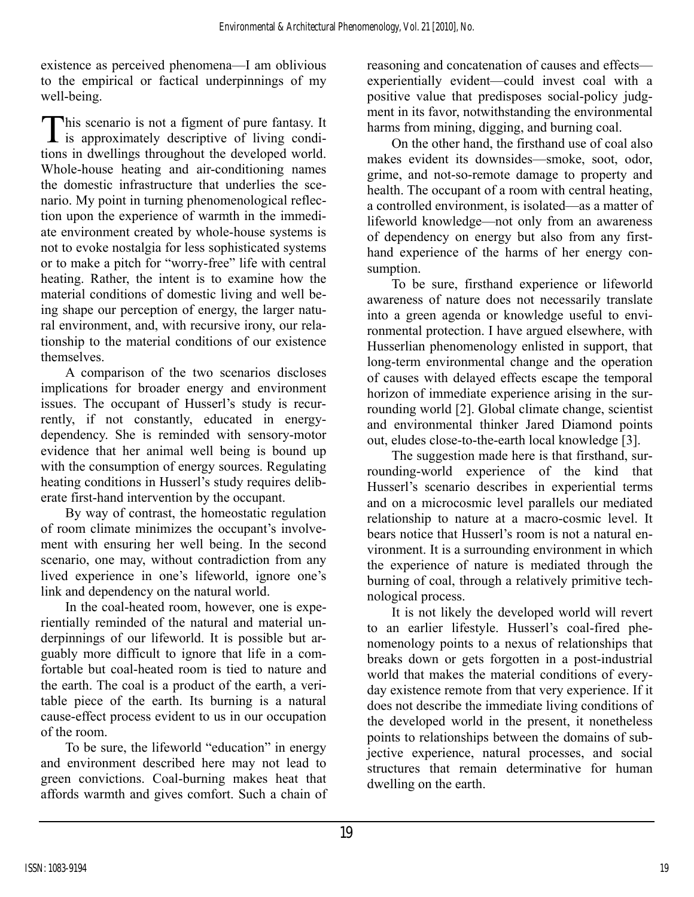existence as perceived phenomena—I am oblivious to the empirical or factical underpinnings of my well-being.

This scenario is not a figment of pure fantasy. It is approximately descriptive of living conditions in dwellings throughout the developed world. Whole-house heating and air-conditioning names the domestic infrastructure that underlies the scenario. My point in turning phenomenological reflection upon the experience of warmth in the immediate environment created by whole-house systems is not to evoke nostalgia for less sophisticated systems or to make a pitch for "worry-free" life with central heating. Rather, the intent is to examine how the material conditions of domestic living and well being shape our perception of energy, the larger natural environment, and, with recursive irony, our relationship to the material conditions of our existence themselves.

A comparison of the two scenarios discloses implications for broader energy and environment issues. The occupant of Husserl's study is recurrently, if not constantly, educated in energy-dependency. She is reminded with sensory-motor evidence that her animal well being is bound up with the consumption of energy sources. Regulating heating conditions in Husserl's study requires deliberate first-hand intervention by the occupant.

By way of contrast, the homeostatic regulation of room climate minimizes the occupant's involvement with ensuring her well being. In the second scenario, one may, without contradiction from any lived experience in one's lifeworld, ignore one's link and dependency on the natural world.

In the coal-heated room, however, one is experientially reminded of the natural and material underpinnings of our lifeworld. It is possible but arguably more difficult to ignore that life in a comfortable but coal-heated room is tied to nature and the earth. The coal is a product of the earth, a veritable piece of the earth. Its burning is a natural cause-effect process evident to us in our occupation of the room.

To be sure, the lifeworld "education" in energy and environment described here may not lead to green convictions. Coal-burning makes heat that affords warmth and gives comfort. Such a chain of reasoning and concatenation of causes and effects—experientially evident—could invest coal with a positive value that predisposes social-policy judgment in its favor, notwithstanding the environmental harms from mining, digging, and burning coal.

On the other hand, the firsthand use of coal also makes evident its downsides—smoke, soot, odor, grime, and not-so-remote damage to property and health. The occupant of a room with central heating, a controlled environment, is isolated—as a matter of lifeworld knowledge—not only from an awareness of dependency on energy but also from any firsthand experience of the harms of her energy consumption.

To be sure, firsthand experience or lifeworld awareness of nature does not necessarily translate into a green agenda or knowledge useful to environmental protection. I have argued elsewhere, with Husserlian phenomenology enlisted in support, that long-term environmental change and the operation of causes with delayed effects escape the temporal horizon of immediate experience arising in the surrounding world [2]. Global climate change, scientist and environmental thinker Jared Diamond points out, eludes close-to-the-earth local knowledge [3].

The suggestion made here is that firsthand, surrounding-world experience of the kind that Husserl's scenario describes in experiential terms and on a microcosmic level parallels our mediated relationship to nature at a macro-cosmic level. It bears notice that Husserl's room is not a natural environment. It is a surrounding environment in which the experience of nature is mediated through the burning of coal, through a relatively primitive technological process.

It is not likely the developed world will revert to an earlier lifestyle. Husserl's coal-fired phenomenology points to a nexus of relationships that breaks down or gets forgotten in a post-industrial world that makes the material conditions of everyday existence remote from that very experience. If it does not describe the immediate living conditions of the developed world in the present, it nonetheless points to relationships between the domains of subjective experience, natural processes, and social structures that remain determinative for human dwelling on the earth.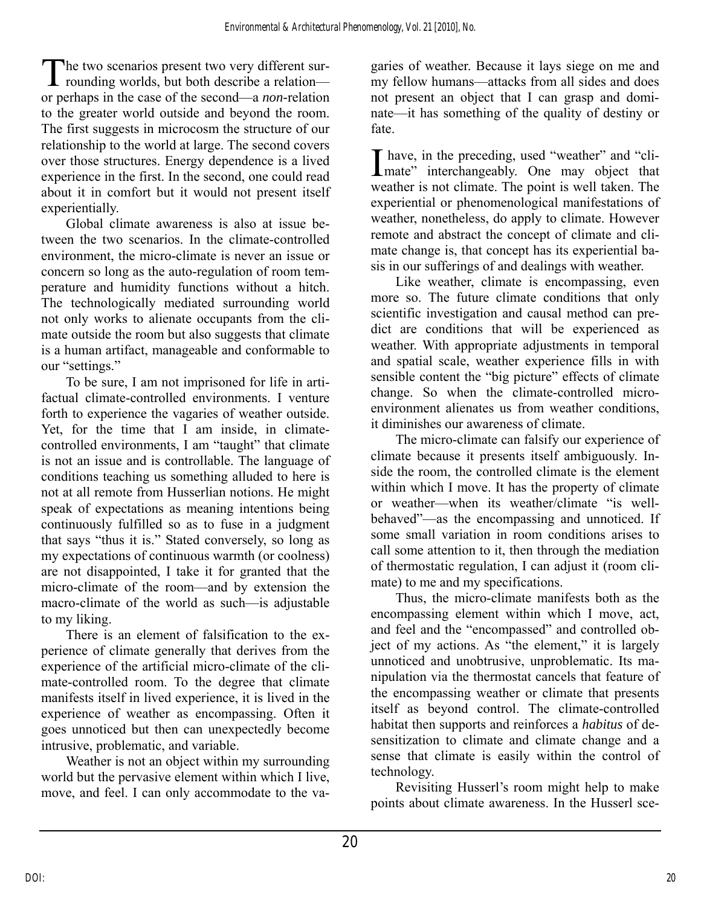The two scenarios present two very different surrounding worlds, but both describe a relation—or perhaps in the case of the second—a *non*-relation to the greater world outside and beyond the room. The first suggests in microcosm the structure of our relationship to the world at large. The second covers over those structures. Energy dependence is a lived experience in the first. In the second, one could read about it in comfort but it would not present itself experientially.

Global climate awareness is also at issue between the two scenarios. In the climate-controlled environment, the micro-climate is never an issue or concern so long as the auto-regulation of room temperature and humidity functions without a hitch. The technologically mediated surrounding world not only works to alienate occupants from the climate outside the room but also suggests that climate is a human artifact, manageable and conformable to our "settings."

To be sure, I am not imprisoned for life in artifactual climate-controlled environments. I venture forth to experience the vagaries of weather outside. Yet, for the time that I am inside, in climate-controlled environments, I am "taught" that climate is not an issue and is controllable. The language of conditions teaching us something alluded to here is not at all remote from Husserlian notions. He might speak of expectations as meaning intentions being continuously fulfilled so as to fuse in a judgment that says "thus it is." Stated conversely, so long as my expectations of continuous warmth (or coolness) are not disappointed, I take it for granted that the micro-climate of the room—and by extension the macro-climate of the world as such—is adjustable to my liking.

There is an element of falsification to the experience of climate generally that derives from the experience of the artificial micro-climate of the climate-controlled room. To the degree that climate manifests itself in lived experience, it is lived in the experience of weather as encompassing. Often it goes unnoticed but then can unexpectedly become intrusive, problematic, and variable.

Weather is not an object within my surrounding world but the pervasive element within which I live, move, and feel. I can only accommodate to the vagaries of weather. Because it lays siege on me and my fellow humans—attacks from all sides and does not present an object that I can grasp and dominate—it has something of the quality of destiny or fate.

I have, in the preceding, used "weather" and "climate" interchangeably. One may object that weather is not climate. The point is well taken. The experiential or phenomenological manifestations of weather, nonetheless, do apply to climate. However remote and abstract the concept of climate and climate change is, that concept has its experiential basis in our sufferings of and dealings with weather.

Like weather, climate is encompassing, even more so. The future climate conditions that only scientific investigation and causal method can predict are conditions that will be experienced as weather. With appropriate adjustments in temporal and spatial scale, weather experience fills in with sensible content the "big picture" effects of climate change. So when the climate-controlled micro-environment alienates us from weather conditions, it diminishes our awareness of climate.

The micro-climate can falsify our experience of climate because it presents itself ambiguously. Inside the room, the controlled climate is the element within which I move. It has the property of climate or weather—when its weather/climate "is well-behaved"—as the encompassing and unnoticed. If some small variation in room conditions arises to call some attention to it, then through the mediation of thermostatic regulation, I can adjust it (room climate) to me and my specifications.

Thus, the micro-climate manifests both as the encompassing element within which I move, act, and feel and the "encompassed" and controlled object of my actions. As "the element," it is largely unnoticed and unobtrusive, unproblematic. Its manipulation via the thermostat cancels that feature of the encompassing weather or climate that presents itself as beyond control. The climate-controlled habitat then supports and reinforces a *habitus* of desensitization to climate and climate change and a sense that climate is easily within the control of technology.

Revisiting Husserl's room might help to make points about climate awareness. In the Husserl sce-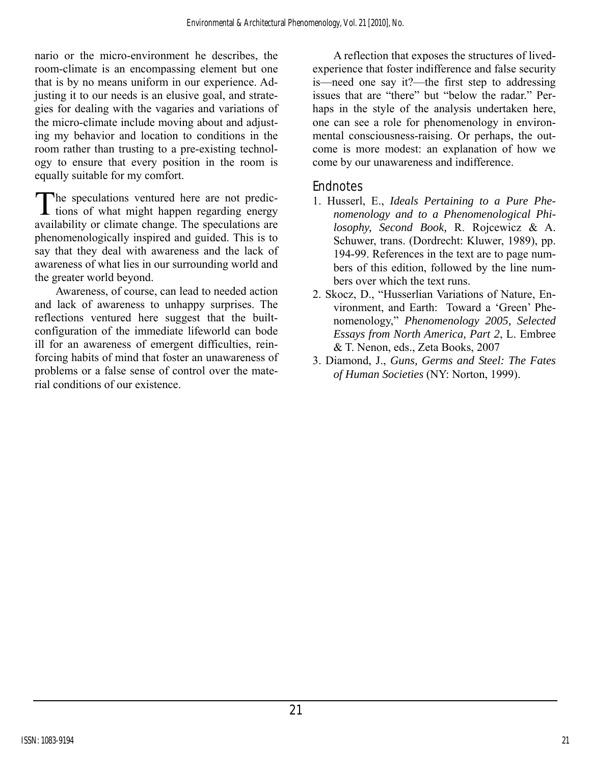nario or the micro-environment he describes, the room-climate is an encompassing element but one that is by no means uniform in our experience. Adjusting it to our needs is an elusive goal, and strategies for dealing with the vagaries and variations of the micro-climate include moving about and adjusting my behavior and location to conditions in the room rather than trusting to a pre-existing technology to ensure that every position in the room is equally suitable for my comfort.

The speculations ventured here are not predictions of what might happen regarding energy availability or climate change. The speculations are phenomenologically inspired and guided. This is to say that they deal with awareness and the lack of awareness of what lies in our surrounding world and the greater world beyond.

Awareness, of course, can lead to needed action and lack of awareness to unhappy surprises. The reflections ventured here suggest that the built-configuration of the immediate lifeworld can bode ill for an awareness of emergent difficulties, reinforcing habits of mind that foster an unawareness of problems or a false sense of control over the material conditions of our existence.

A reflection that exposes the structures of lived-experience that foster indifference and false security is—need one say it?—the first step to addressing issues that are "there" but "below the radar." Perhaps in the style of the analysis undertaken here, one can see a role for phenomenology in environmental consciousness-raising. Or perhaps, the outcome is more modest: an explanation of how we come by our unawareness and indifference.

## Endnotes

1. Husserl, E., *Ideals Pertaining to a Pure Phenomenology and to a Phenomenological Philosophy, Second Book,* R. Rojcewicz & A. Schuwer, trans. (Dordrecht: Kluwer, 1989), pp. 194-99. References in the text are to page numbers of this edition, followed by the line numbers over which the text runs.
2. Skocz, D., "Husserlian Variations of Nature, Environment, and Earth: Toward a 'Green' Phenomenology," *Phenomenology 2005, Selected Essays from North America, Part 2*, L. Embree & T. Nenon, eds., Zeta Books, 2007
3. Diamond, J., *Guns, Germs and Steel: The Fates of Human Societies* (NY: Norton, 1999).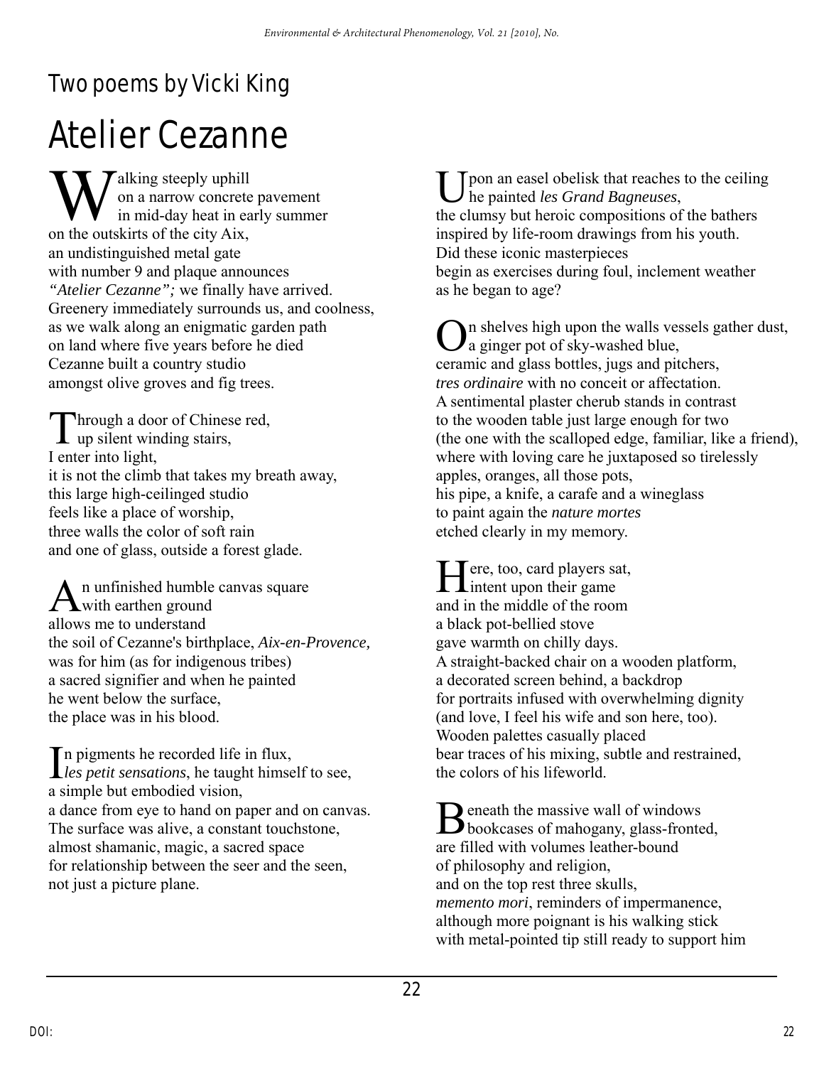# Two poems by Vicki King

## Atelier Cezanne

Walking steeply uphill  
on a narrow concrete pavement  
in mid-day heat in early summer  
on the outskirts of the city Aix,  
an undistinguished metal gate  
with number 9 and plaque announces  
*"Atelier Cezanne";* we finally have arrived.  
Greenery immediately surrounds us, and coolness,  
as we walk along an enigmatic garden path  
on land where five years before he died  
Cezanne built a country studio  
amongst olive groves and fig trees.

Through a door of Chinese red,  
up silent winding stairs,  
I enter into light,  
it is not the climb that takes my breath away,  
this large high-ceilinged studio  
feels like a place of worship,  
three walls the color of soft rain  
and one of glass, outside a forest glade.

An unfinished humble canvas square  
with earthen ground  
allows me to understand  
the soil of Cezanne's birthplace, *Aix-en-Provence,*  
was for him (as for indigenous tribes)  
a sacred signifier and when he painted  
he went below the surface,  
the place was in his blood.

In pigments he recorded life in flux,  
*les petit sensations*, he taught himself to see,  
a simple but embodied vision,  
a dance from eye to hand on paper and on canvas.  
The surface was alive, a constant touchstone,  
almost shamanic, magic, a sacred space  
for relationship between the seer and the seen,  
not just a picture plane.

Upon an easel obelisk that reaches to the ceiling  
he painted *les Grand Bagneuses*,  
the clumsy but heroic compositions of the bathers  
inspired by life-room drawings from his youth.  
Did these iconic masterpieces  
begin as exercises during foul, inclement weather  
as he began to age?

On shelves high upon the walls vessels gather dust,  
a ginger pot of sky-washed blue,  
ceramic and glass bottles, jugs and pitchers,  
*tres ordinaire* with no conceit or affectation.  
A sentimental plaster cherub stands in contrast  
to the wooden table just large enough for two  
(the one with the scalloped edge, familiar, like a friend),  
where with loving care he juxtaposed so tirelessly  
apples, oranges, all those pots,  
his pipe, a knife, a carafe and a wineglass  
to paint again the *nature mortes*  
etched clearly in my memory.

Here, too, card players sat,  
intent upon their game  
and in the middle of the room  
a black pot-bellied stove  
gave warmth on chilly days.  
A straight-backed chair on a wooden platform,  
a decorated screen behind, a backdrop  
for portraits infused with overwhelming dignity  
(and love, I feel his wife and son here, too).  
Wooden palettes casually placed  
bear traces of his mixing, subtle and restrained,  
the colors of his lifeworld.

Beneath the massive wall of windows  
bookcases of mahogany, glass-fronted,  
are filled with volumes leather-bound  
of philosophy and religion,  
and on the top rest three skulls,  
*memento mori*, reminders of impermanence,  
although more poignant is his walking stick  
with metal-pointed tip still ready to support him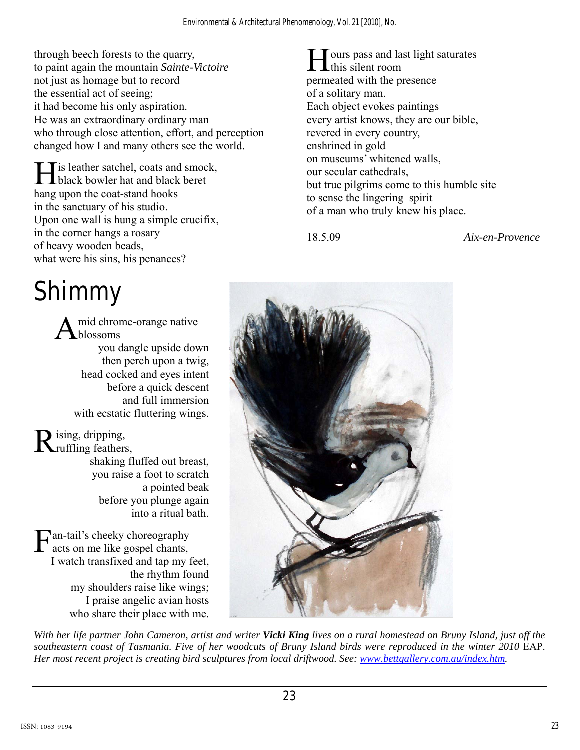through beech forests to the quarry,
to paint again the mountain *Sainte-Victoire*
not just as homage but to record
the essential act of seeing;
it had become his only aspiration.
He was an extraordinary ordinary man
who through close attention, effort, and perception
changed how I and many others see the world.

His leather satchel, coats and smock,
black bowler hat and black beret
hang upon the coat-stand hooks
in the sanctuary of his studio.
Upon one wall is hung a simple crucifix,
in the corner hangs a rosary
of heavy wooden beads,
what were his sins, his penances?

Hours pass and last light saturates
this silent room
permeated with the presence
of a solitary man.
Each object evokes paintings
every artist knows, they are our bible,
revered in every country,
enshrined in gold
on museums' whitened walls,
our secular cathedrals,
but true pilgrims come to this humble site
to sense the lingering spirit
of a man who truly knew his place.

18.5.09 —*Aix-en-Provence*

# Shimmy

Amid chrome-orange native
blossoms
you dangle upside down
then perch upon a twig,
head cocked and eyes intent
before a quick descent
and full immersion
with ecstatic fluttering wings.

Rising, dripping,
ruffling feathers,
shaking fluffed out breast,
you raise a foot to scratch
a pointed beak
before you plunge again
into a ritual bath.

Fan-tail's cheeky choreography
acts on me like gospel chants,
I watch transfixed and tap my feet,
the rhythm found
my shoulders raise like wings;
I praise angelic avian hosts
who share their place with me.

*With her life partner John Cameron, artist and writer* ***Vicki King*** *lives on a rural homestead on Bruny Island, just off the southeastern coast of Tasmania. Five of her woodcuts of Bruny Island birds were reproduced in the winter 2010* EAP. *Her most recent project is creating bird sculptures from local driftwood. See: [www.bettgallery.com.au/index.htm](www.bettgallery.com.au/index.htm).*